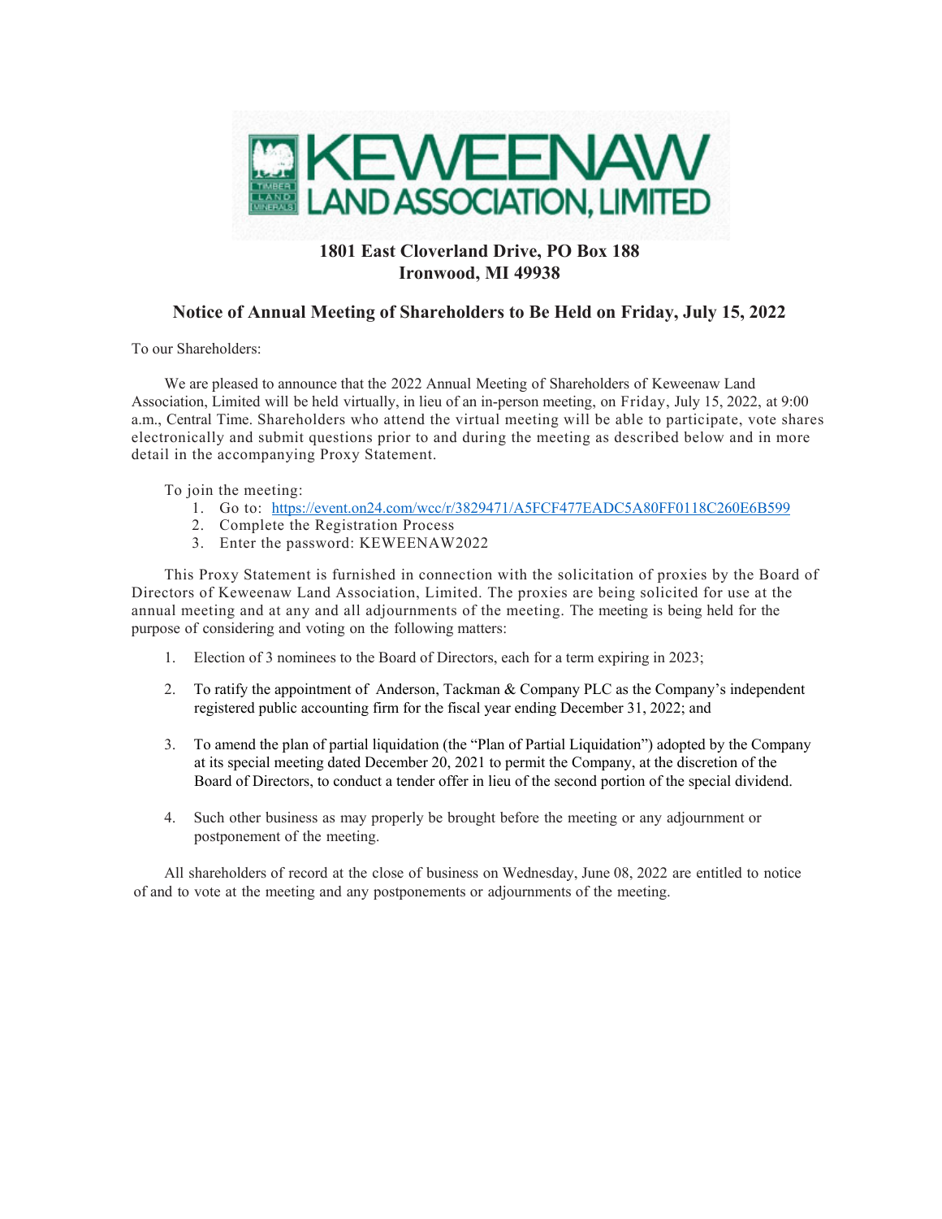# KEWEENAW LAND ASSOCIATION, LIMITED

**1801 East Cloverland Drive, PO Box 188**
**Ironwood, MI 49938**

## Notice of Annual Meeting of Shareholders to Be Held on Friday, July 15, 2022

To our Shareholders:

We are pleased to announce that the 2022 Annual Meeting of Shareholders of Keweenaw Land Association, Limited will be held virtually, in lieu of an in-person meeting, on Friday, July 15, 2022, at 9:00 a.m., Central Time. Shareholders who attend the virtual meeting will be able to participate, vote shares electronically and submit questions prior to and during the meeting as described below and in more detail in the accompanying Proxy Statement.

To join the meeting:

1. Go to: https://event.on24.com/wcc/r/3829471/A5FCF477EADC5A80FF0118C260E6B599
2. Complete the Registration Process
3. Enter the password: KEWEENAW2022

This Proxy Statement is furnished in connection with the solicitation of proxies by the Board of Directors of Keweenaw Land Association, Limited. The proxies are being solicited for use at the annual meeting and at any and all adjournments of the meeting. The meeting is being held for the purpose of considering and voting on the following matters:

1. Election of 3 nominees to the Board of Directors, each for a term expiring in 2023;
2. To ratify the appointment of Anderson, Tackman & Company PLC as the Company's independent registered public accounting firm for the fiscal year ending December 31, 2022; and
3. To amend the plan of partial liquidation (the "Plan of Partial Liquidation") adopted by the Company at its special meeting dated December 20, 2021 to permit the Company, at the discretion of the Board of Directors, to conduct a tender offer in lieu of the second portion of the special dividend.
4. Such other business as may properly be brought before the meeting or any adjournment or postponement of the meeting.

All shareholders of record at the close of business on Wednesday, June 08, 2022 are entitled to notice of and to vote at the meeting and any postponements or adjournments of the meeting.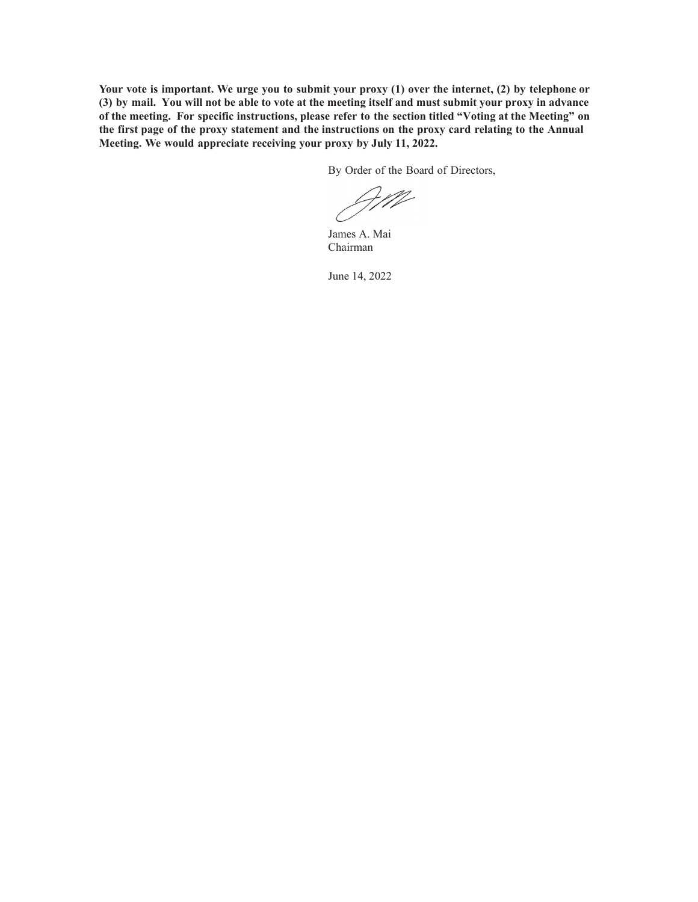**Your vote is important. We urge you to submit your proxy (1) over the internet, (2) by telephone or (3) by mail. You will not be able to vote at the meeting itself and must submit your proxy in advance of the meeting. For specific instructions, please refer to the section titled "Voting at the Meeting" on the first page of the proxy statement and the instructions on the proxy card relating to the Annual Meeting. We would appreciate receiving your proxy by July 11, 2022.**

By Order of the Board of Directors,

James A. Mai
Chairman

June 14, 2022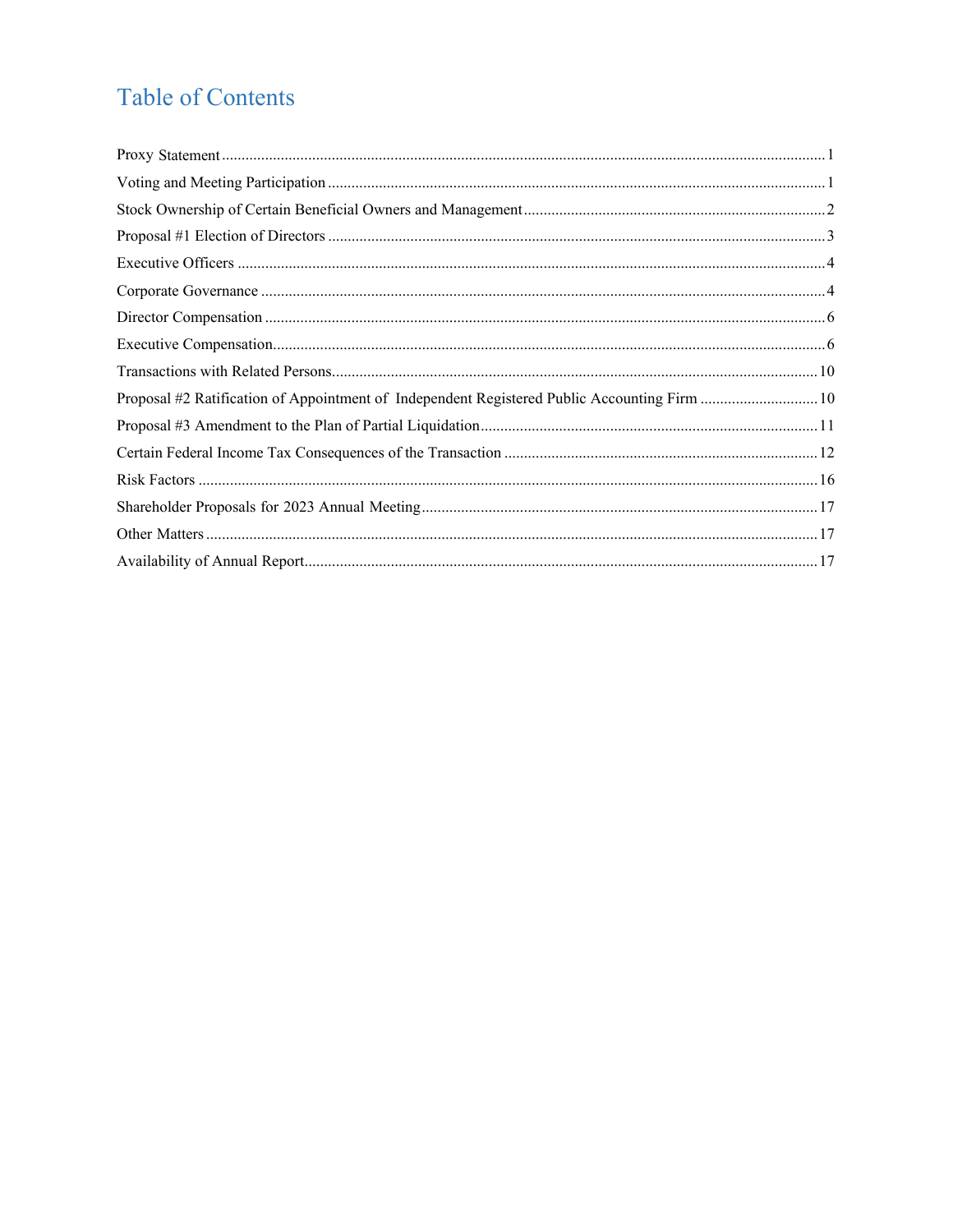# Table of Contents

| | |
|---|---|
| Proxy Statement | 1 |
| Voting and Meeting Participation | 1 |
| Stock Ownership of Certain Beneficial Owners and Management | 2 |
| Proposal #1 Election of Directors | 3 |
| Executive Officers | 4 |
| Corporate Governance | 4 |
| Director Compensation | 6 |
| Executive Compensation | 6 |
| Transactions with Related Persons | 10 |
| Proposal #2 Ratification of Appointment of Independent Registered Public Accounting Firm | 10 |
| Proposal #3 Amendment to the Plan of Partial Liquidation | 11 |
| Certain Federal Income Tax Consequences of the Transaction | 12 |
| Risk Factors | 16 |
| Shareholder Proposals for 2023 Annual Meeting | 17 |
| Other Matters | 17 |
| Availability of Annual Report | 17 |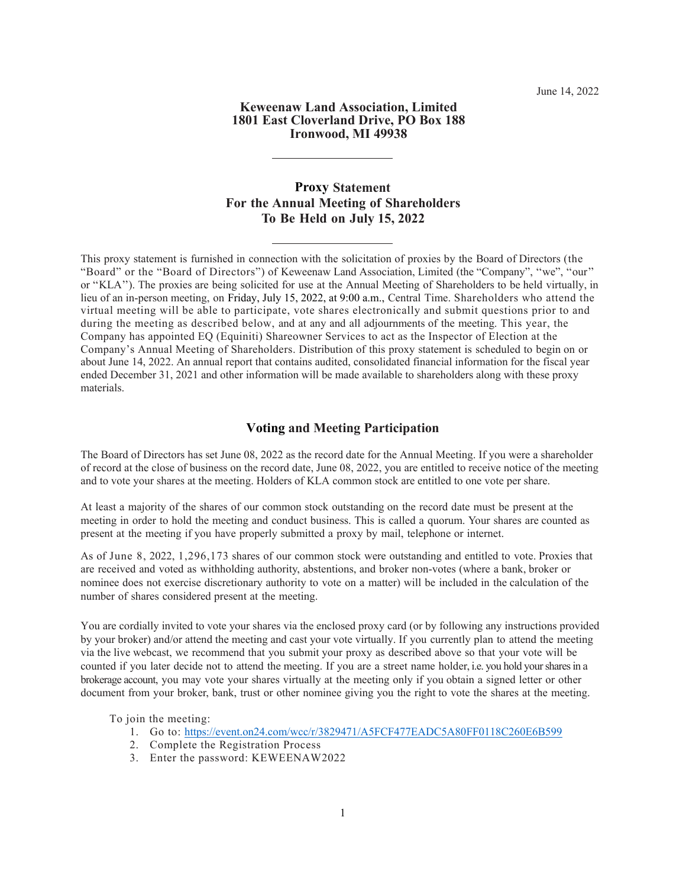June 14, 2022

**Keweenaw Land Association, Limited**
**1801 East Cloverland Drive, PO Box 188**
**Ironwood, MI 49938**

---

# Proxy Statement
# For the Annual Meeting of Shareholders
# To Be Held on July 15, 2022

---

This proxy statement is furnished in connection with the solicitation of proxies by the Board of Directors (the "Board" or the "Board of Directors") of Keweenaw Land Association, Limited (the "Company", "we", "our" or "KLA"). The proxies are being solicited for use at the Annual Meeting of Shareholders to be held virtually, in lieu of an in-person meeting, on Friday, July 15, 2022, at 9:00 a.m., Central Time. Shareholders who attend the virtual meeting will be able to participate, vote shares electronically and submit questions prior to and during the meeting as described below, and at any and all adjournments of the meeting. This year, the Company has appointed EQ (Equiniti) Shareowner Services to act as the Inspector of Election at the Company's Annual Meeting of Shareholders. Distribution of this proxy statement is scheduled to begin on or about June 14, 2022. An annual report that contains audited, consolidated financial information for the fiscal year ended December 31, 2021 and other information will be made available to shareholders along with these proxy materials.

## Voting and Meeting Participation

The Board of Directors has set June 08, 2022 as the record date for the Annual Meeting. If you were a shareholder of record at the close of business on the record date, June 08, 2022, you are entitled to receive notice of the meeting and to vote your shares at the meeting. Holders of KLA common stock are entitled to one vote per share.

At least a majority of the shares of our common stock outstanding on the record date must be present at the meeting in order to hold the meeting and conduct business. This is called a quorum. Your shares are counted as present at the meeting if you have properly submitted a proxy by mail, telephone or internet.

As of June 8, 2022, 1,296,173 shares of our common stock were outstanding and entitled to vote. Proxies that are received and voted as withholding authority, abstentions, and broker non-votes (where a bank, broker or nominee does not exercise discretionary authority to vote on a matter) will be included in the calculation of the number of shares considered present at the meeting.

You are cordially invited to vote your shares via the enclosed proxy card (or by following any instructions provided by your broker) and/or attend the meeting and cast your vote virtually. If you currently plan to attend the meeting via the live webcast, we recommend that you submit your proxy as described above so that your vote will be counted if you later decide not to attend the meeting. If you are a street name holder, i.e. you hold your shares in a brokerage account, you may vote your shares virtually at the meeting only if you obtain a signed letter or other document from your broker, bank, trust or other nominee giving you the right to vote the shares at the meeting.

To join the meeting:

1. Go to: https://event.on24.com/wcc/r/3829471/A5FCF477EADC5A80FF0118C260E6B599
2. Complete the Registration Process
3. Enter the password: KEWEENAW2022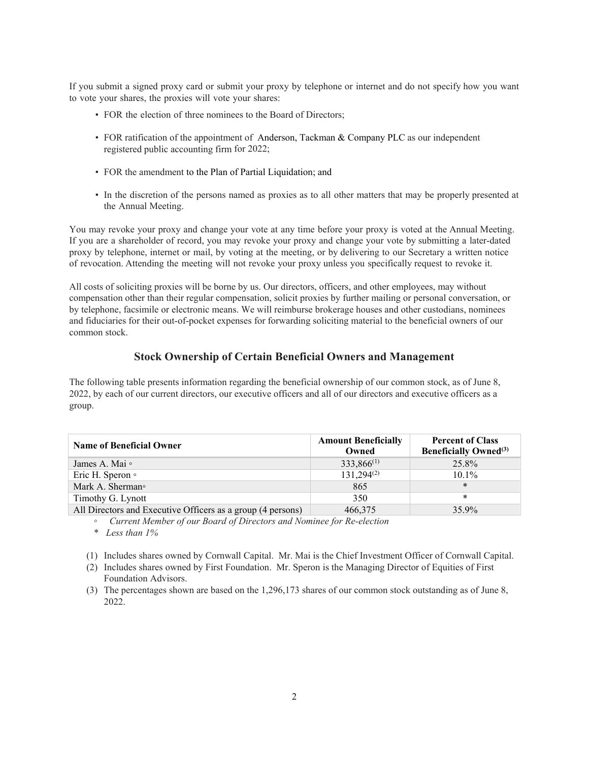If you submit a signed proxy card or submit your proxy by telephone or internet and do not specify how you want to vote your shares, the proxies will vote your shares:

- FOR the election of three nominees to the Board of Directors;
- FOR ratification of the appointment of Anderson, Tackman & Company PLC as our independent registered public accounting firm for 2022;
- FOR the amendment to the Plan of Partial Liquidation; and
- In the discretion of the persons named as proxies as to all other matters that may be properly presented at the Annual Meeting.

You may revoke your proxy and change your vote at any time before your proxy is voted at the Annual Meeting. If you are a shareholder of record, you may revoke your proxy and change your vote by submitting a later-dated proxy by telephone, internet or mail, by voting at the meeting, or by delivering to our Secretary a written notice of revocation. Attending the meeting will not revoke your proxy unless you specifically request to revoke it.

All costs of soliciting proxies will be borne by us. Our directors, officers, and other employees, may without compensation other than their regular compensation, solicit proxies by further mailing or personal conversation, or by telephone, facsimile or electronic means. We will reimburse brokerage houses and other custodians, nominees and fiduciaries for their out-of-pocket expenses for forwarding soliciting material to the beneficial owners of our common stock.

## Stock Ownership of Certain Beneficial Owners and Management

The following table presents information regarding the beneficial ownership of our common stock, as of June 8, 2022, by each of our current directors, our executive officers and all of our directors and executive officers as a group.

| Name of Beneficial Owner | Amount Beneficially Owned | Percent of Class Beneficially Owned[(3)] |
|---|---|---|
| James A. Mai ◦ | 333,866[(1)] | 25.8% |
| Eric H. Speron ◦ | 131,294[(2)] | 10.1% |
| Mark A. Sherman◦ | 865 | * |
| Timothy G. Lynott | 350 | * |
| All Directors and Executive Officers as a group (4 persons) | 466,375 | 35.9% |

◦ *Current Member of our Board of Directors and Nominee for Re-election*

\* *Less than 1%*

(1) Includes shares owned by Cornwall Capital. Mr. Mai is the Chief Investment Officer of Cornwall Capital.

(2) Includes shares owned by First Foundation. Mr. Speron is the Managing Director of Equities of First Foundation Advisors.

(3) The percentages shown are based on the 1,296,173 shares of our common stock outstanding as of June 8, 2022.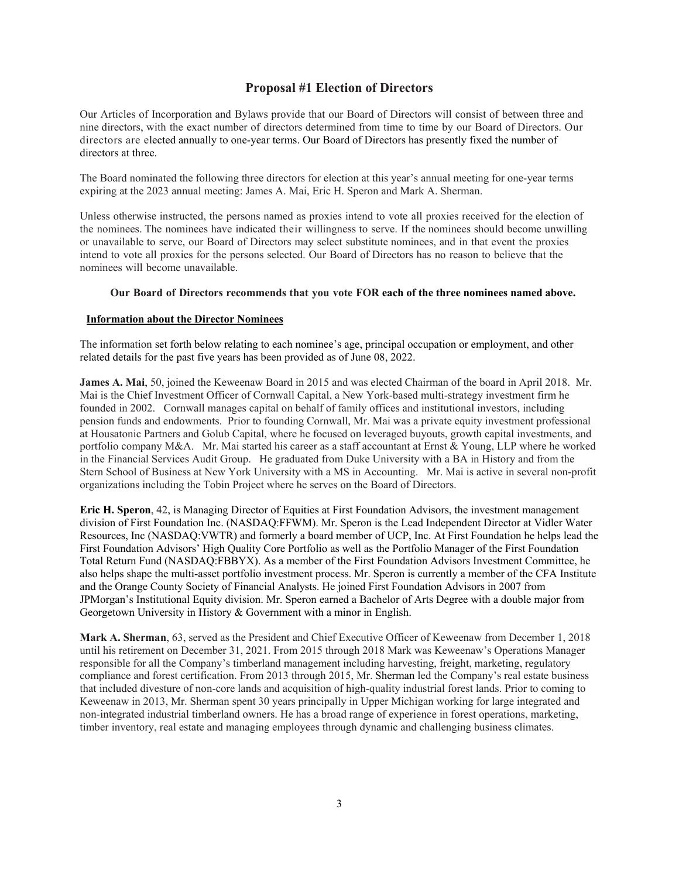## Proposal #1 Election of Directors

Our Articles of Incorporation and Bylaws provide that our Board of Directors will consist of between three and nine directors, with the exact number of directors determined from time to time by our Board of Directors. Our directors are elected annually to one-year terms. Our Board of Directors has presently fixed the number of directors at three.

The Board nominated the following three directors for election at this year's annual meeting for one-year terms expiring at the 2023 annual meeting: James A. Mai, Eric H. Speron and Mark A. Sherman.

Unless otherwise instructed, the persons named as proxies intend to vote all proxies received for the election of the nominees. The nominees have indicated their willingness to serve. If the nominees should become unwilling or unavailable to serve, our Board of Directors may select substitute nominees, and in that event the proxies intend to vote all proxies for the persons selected. Our Board of Directors has no reason to believe that the nominees will become unavailable.

**Our Board of Directors recommends that you vote FOR each of the three nominees named above.**

### Information about the Director Nominees

The information set forth below relating to each nominee's age, principal occupation or employment, and other related details for the past five years has been provided as of June 08, 2022.

**James A. Mai**, 50, joined the Keweenaw Board in 2015 and was elected Chairman of the board in April 2018. Mr. Mai is the Chief Investment Officer of Cornwall Capital, a New York-based multi-strategy investment firm he founded in 2002. Cornwall manages capital on behalf of family offices and institutional investors, including pension funds and endowments. Prior to founding Cornwall, Mr. Mai was a private equity investment professional at Housatonic Partners and Golub Capital, where he focused on leveraged buyouts, growth capital investments, and portfolio company M&A. Mr. Mai started his career as a staff accountant at Ernst & Young, LLP where he worked in the Financial Services Audit Group. He graduated from Duke University with a BA in History and from the Stern School of Business at New York University with a MS in Accounting. Mr. Mai is active in several non-profit organizations including the Tobin Project where he serves on the Board of Directors.

**Eric H. Speron**, 42, is Managing Director of Equities at First Foundation Advisors, the investment management division of First Foundation Inc. (NASDAQ:FFWM). Mr. Speron is the Lead Independent Director at Vidler Water Resources, Inc (NASDAQ:VWTR) and formerly a board member of UCP, Inc. At First Foundation he helps lead the First Foundation Advisors' High Quality Core Portfolio as well as the Portfolio Manager of the First Foundation Total Return Fund (NASDAQ:FBBYX). As a member of the First Foundation Advisors Investment Committee, he also helps shape the multi-asset portfolio investment process. Mr. Speron is currently a member of the CFA Institute and the Orange County Society of Financial Analysts. He joined First Foundation Advisors in 2007 from JPMorgan's Institutional Equity division. Mr. Speron earned a Bachelor of Arts Degree with a double major from Georgetown University in History & Government with a minor in English.

**Mark A. Sherman**, 63, served as the President and Chief Executive Officer of Keweenaw from December 1, 2018 until his retirement on December 31, 2021. From 2015 through 2018 Mark was Keweenaw's Operations Manager responsible for all the Company's timberland management including harvesting, freight, marketing, regulatory compliance and forest certification. From 2013 through 2015, Mr. Sherman led the Company's real estate business that included divesture of non-core lands and acquisition of high-quality industrial forest lands. Prior to coming to Keweenaw in 2013, Mr. Sherman spent 30 years principally in Upper Michigan working for large integrated and non-integrated industrial timberland owners. He has a broad range of experience in forest operations, marketing, timber inventory, real estate and managing employees through dynamic and challenging business climates.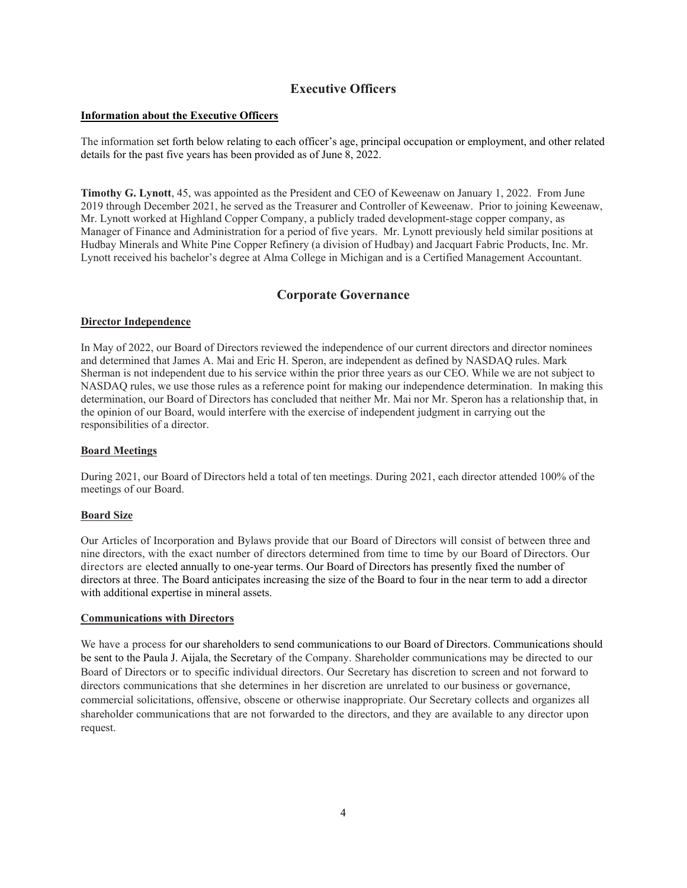## Executive Officers

### Information about the Executive Officers

The information set forth below relating to each officer's age, principal occupation or employment, and other related details for the past five years has been provided as of June 8, 2022.

**Timothy G. Lynott**, 45, was appointed as the President and CEO of Keweenaw on January 1, 2022. From June 2019 through December 2021, he served as the Treasurer and Controller of Keweenaw. Prior to joining Keweenaw, Mr. Lynott worked at Highland Copper Company, a publicly traded development-stage copper company, as Manager of Finance and Administration for a period of five years. Mr. Lynott previously held similar positions at Hudbay Minerals and White Pine Copper Refinery (a division of Hudbay) and Jacquart Fabric Products, Inc. Mr. Lynott received his bachelor's degree at Alma College in Michigan and is a Certified Management Accountant.

## Corporate Governance

### Director Independence

In May of 2022, our Board of Directors reviewed the independence of our current directors and director nominees and determined that James A. Mai and Eric H. Speron, are independent as defined by NASDAQ rules. Mark Sherman is not independent due to his service within the prior three years as our CEO. While we are not subject to NASDAQ rules, we use those rules as a reference point for making our independence determination. In making this determination, our Board of Directors has concluded that neither Mr. Mai nor Mr. Speron has a relationship that, in the opinion of our Board, would interfere with the exercise of independent judgment in carrying out the responsibilities of a director.

### Board Meetings

During 2021, our Board of Directors held a total of ten meetings. During 2021, each director attended 100% of the meetings of our Board.

### Board Size

Our Articles of Incorporation and Bylaws provide that our Board of Directors will consist of between three and nine directors, with the exact number of directors determined from time to time by our Board of Directors. Our directors are elected annually to one-year terms. Our Board of Directors has presently fixed the number of directors at three. The Board anticipates increasing the size of the Board to four in the near term to add a director with additional expertise in mineral assets.

### Communications with Directors

We have a process for our shareholders to send communications to our Board of Directors. Communications should be sent to the Paula J. Aijala, the Secretary of the Company. Shareholder communications may be directed to our Board of Directors or to specific individual directors. Our Secretary has discretion to screen and not forward to directors communications that she determines in her discretion are unrelated to our business or governance, commercial solicitations, offensive, obscene or otherwise inappropriate. Our Secretary collects and organizes all shareholder communications that are not forwarded to the directors, and they are available to any director upon request.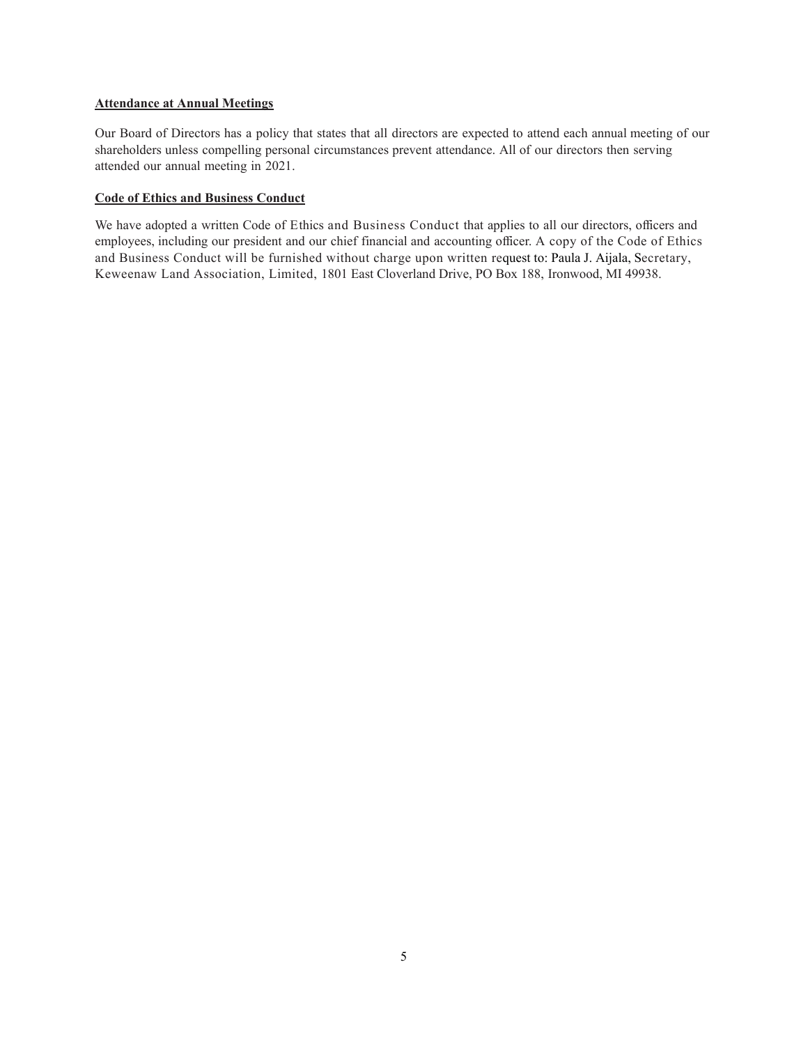**Attendance at Annual Meetings**

Our Board of Directors has a policy that states that all directors are expected to attend each annual meeting of our shareholders unless compelling personal circumstances prevent attendance. All of our directors then serving attended our annual meeting in 2021.

**Code of Ethics and Business Conduct**

We have adopted a written Code of Ethics and Business Conduct that applies to all our directors, officers and employees, including our president and our chief financial and accounting officer. A copy of the Code of Ethics and Business Conduct will be furnished without charge upon written request to: Paula J. Aijala, Secretary, Keweenaw Land Association, Limited, 1801 East Cloverland Drive, PO Box 188, Ironwood, MI 49938.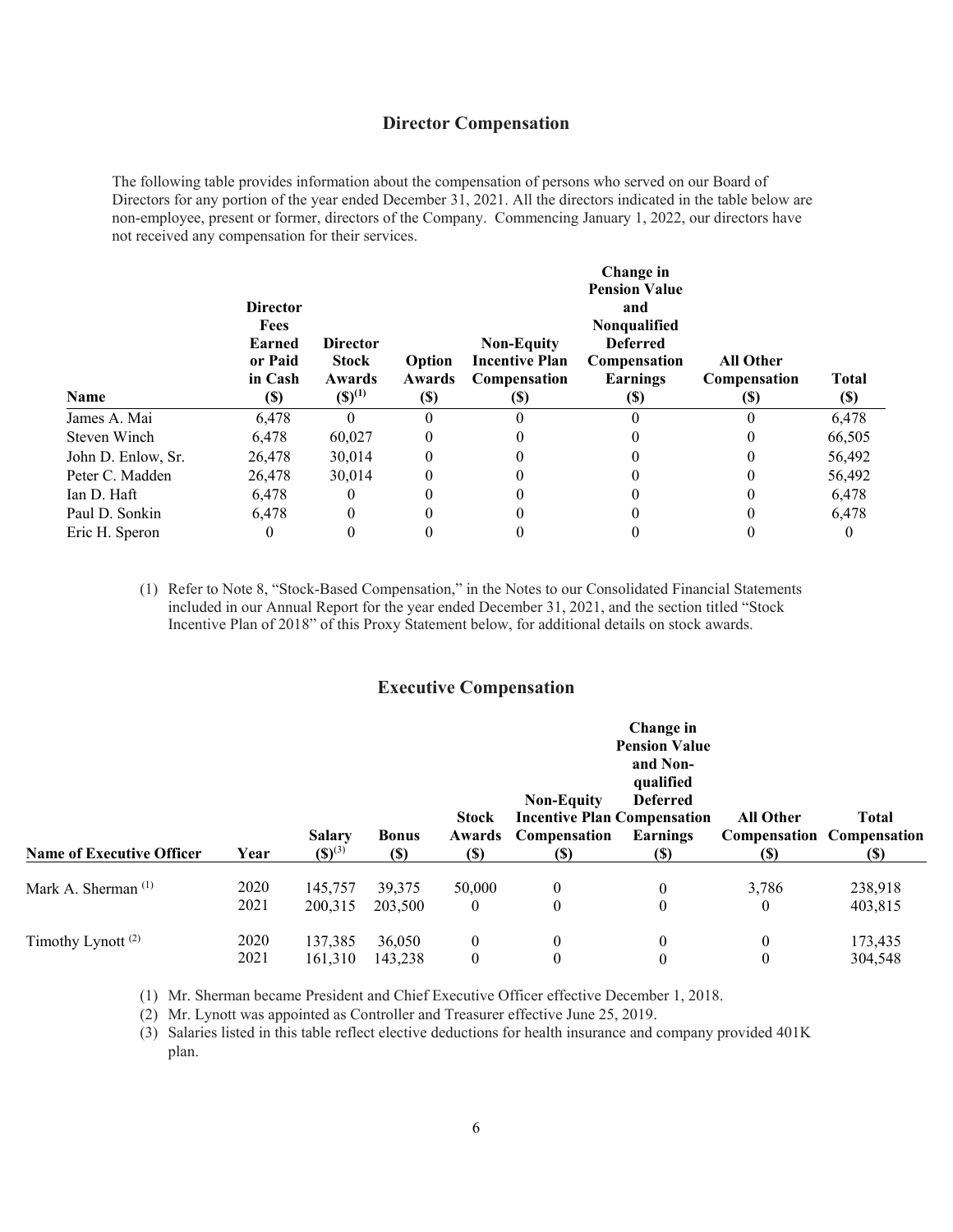## Director Compensation

The following table provides information about the compensation of persons who served on our Board of Directors for any portion of the year ended December 31, 2021. All the directors indicated in the table below are non-employee, present or former, directors of the Company. Commencing January 1, 2022, our directors have not received any compensation for their services.

| Name | Director Fees Earned or Paid in Cash ($) | Director Stock Awards ($)[1] | Option Awards ($) | Non-Equity Incentive Plan Compensation ($) | Change in Pension Value and Nonqualified Deferred Compensation Earnings ($) | All Other Compensation ($) | Total ($) |
|---|---|---|---|---|---|---|---|
| James A. Mai | 6,478 | 0 | 0 | 0 | 0 | 0 | 6,478 |
| Steven Winch | 6,478 | 60,027 | 0 | 0 | 0 | 0 | 66,505 |
| John D. Enlow, Sr. | 26,478 | 30,014 | 0 | 0 | 0 | 0 | 56,492 |
| Peter C. Madden | 26,478 | 30,014 | 0 | 0 | 0 | 0 | 56,492 |
| Ian D. Haft | 6,478 | 0 | 0 | 0 | 0 | 0 | 6,478 |
| Paul D. Sonkin | 6,478 | 0 | 0 | 0 | 0 | 0 | 6,478 |
| Eric H. Speron | 0 | 0 | 0 | 0 | 0 | 0 | 0 |

(1) Refer to Note 8, "Stock-Based Compensation," in the Notes to our Consolidated Financial Statements included in our Annual Report for the year ended December 31, 2021, and the section titled "Stock Incentive Plan of 2018" of this Proxy Statement below, for additional details on stock awards.

## Executive Compensation

| Name of Executive Officer | Year | Salary ($)[3] | Bonus ($) | Stock Awards ($) | Non-Equity Incentive Plan Compensation ($) | Change in Pension Value and Non-qualified Deferred Compensation Earnings ($) | All Other Compensation ($) | Total Compensation ($) |
|---|---|---|---|---|---|---|---|---|
| Mark A. Sherman [1] | 2020 | 145,757 | 39,375 | 50,000 | 0 | 0 | 3,786 | 238,918 |
| | 2021 | 200,315 | 203,500 | 0 | 0 | 0 | 0 | 403,815 |
| Timothy Lynott [2] | 2020 | 137,385 | 36,050 | 0 | 0 | 0 | 0 | 173,435 |
| | 2021 | 161,310 | 143,238 | 0 | 0 | 0 | 0 | 304,548 |

(1) Mr. Sherman became President and Chief Executive Officer effective December 1, 2018.

(2) Mr. Lynott was appointed as Controller and Treasurer effective June 25, 2019.

(3) Salaries listed in this table reflect elective deductions for health insurance and company provided 401K plan.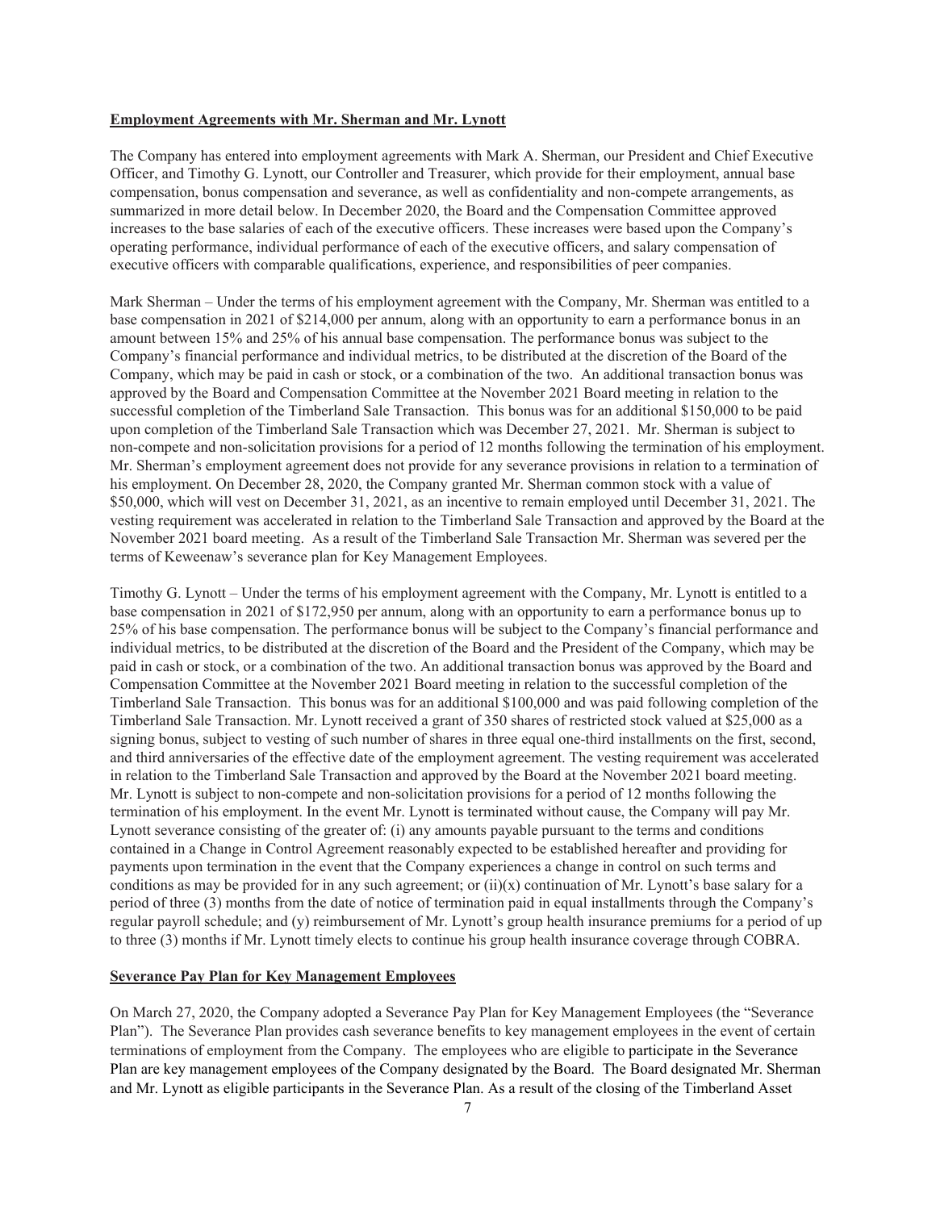**Employment Agreements with Mr. Sherman and Mr. Lynott**

The Company has entered into employment agreements with Mark A. Sherman, our President and Chief Executive Officer, and Timothy G. Lynott, our Controller and Treasurer, which provide for their employment, annual base compensation, bonus compensation and severance, as well as confidentiality and non-compete arrangements, as summarized in more detail below. In December 2020, the Board and the Compensation Committee approved increases to the base salaries of each of the executive officers. These increases were based upon the Company's operating performance, individual performance of each of the executive officers, and salary compensation of executive officers with comparable qualifications, experience, and responsibilities of peer companies.

Mark Sherman – Under the terms of his employment agreement with the Company, Mr. Sherman was entitled to a base compensation in 2021 of $214,000 per annum, along with an opportunity to earn a performance bonus in an amount between 15% and 25% of his annual base compensation. The performance bonus was subject to the Company's financial performance and individual metrics, to be distributed at the discretion of the Board of the Company, which may be paid in cash or stock, or a combination of the two. An additional transaction bonus was approved by the Board and Compensation Committee at the November 2021 Board meeting in relation to the successful completion of the Timberland Sale Transaction. This bonus was for an additional $150,000 to be paid upon completion of the Timberland Sale Transaction which was December 27, 2021. Mr. Sherman is subject to non-compete and non-solicitation provisions for a period of 12 months following the termination of his employment. Mr. Sherman's employment agreement does not provide for any severance provisions in relation to a termination of his employment. On December 28, 2020, the Company granted Mr. Sherman common stock with a value of $50,000, which will vest on December 31, 2021, as an incentive to remain employed until December 31, 2021. The vesting requirement was accelerated in relation to the Timberland Sale Transaction and approved by the Board at the November 2021 board meeting. As a result of the Timberland Sale Transaction Mr. Sherman was severed per the terms of Keweenaw's severance plan for Key Management Employees.

Timothy G. Lynott – Under the terms of his employment agreement with the Company, Mr. Lynott is entitled to a base compensation in 2021 of $172,950 per annum, along with an opportunity to earn a performance bonus up to 25% of his base compensation. The performance bonus will be subject to the Company's financial performance and individual metrics, to be distributed at the discretion of the Board and the President of the Company, which may be paid in cash or stock, or a combination of the two. An additional transaction bonus was approved by the Board and Compensation Committee at the November 2021 Board meeting in relation to the successful completion of the Timberland Sale Transaction. This bonus was for an additional $100,000 and was paid following completion of the Timberland Sale Transaction. Mr. Lynott received a grant of 350 shares of restricted stock valued at $25,000 as a signing bonus, subject to vesting of such number of shares in three equal one-third installments on the first, second, and third anniversaries of the effective date of the employment agreement. The vesting requirement was accelerated in relation to the Timberland Sale Transaction and approved by the Board at the November 2021 board meeting. Mr. Lynott is subject to non-compete and non-solicitation provisions for a period of 12 months following the termination of his employment. In the event Mr. Lynott is terminated without cause, the Company will pay Mr. Lynott severance consisting of the greater of: (i) any amounts payable pursuant to the terms and conditions contained in a Change in Control Agreement reasonably expected to be established hereafter and providing for payments upon termination in the event that the Company experiences a change in control on such terms and conditions as may be provided for in any such agreement; or (ii)(x) continuation of Mr. Lynott's base salary for a period of three (3) months from the date of notice of termination paid in equal installments through the Company's regular payroll schedule; and (y) reimbursement of Mr. Lynott's group health insurance premiums for a period of up to three (3) months if Mr. Lynott timely elects to continue his group health insurance coverage through COBRA.

**Severance Pay Plan for Key Management Employees**

On March 27, 2020, the Company adopted a Severance Pay Plan for Key Management Employees (the "Severance Plan"). The Severance Plan provides cash severance benefits to key management employees in the event of certain terminations of employment from the Company. The employees who are eligible to participate in the Severance Plan are key management employees of the Company designated by the Board. The Board designated Mr. Sherman and Mr. Lynott as eligible participants in the Severance Plan. As a result of the closing of the Timberland Asset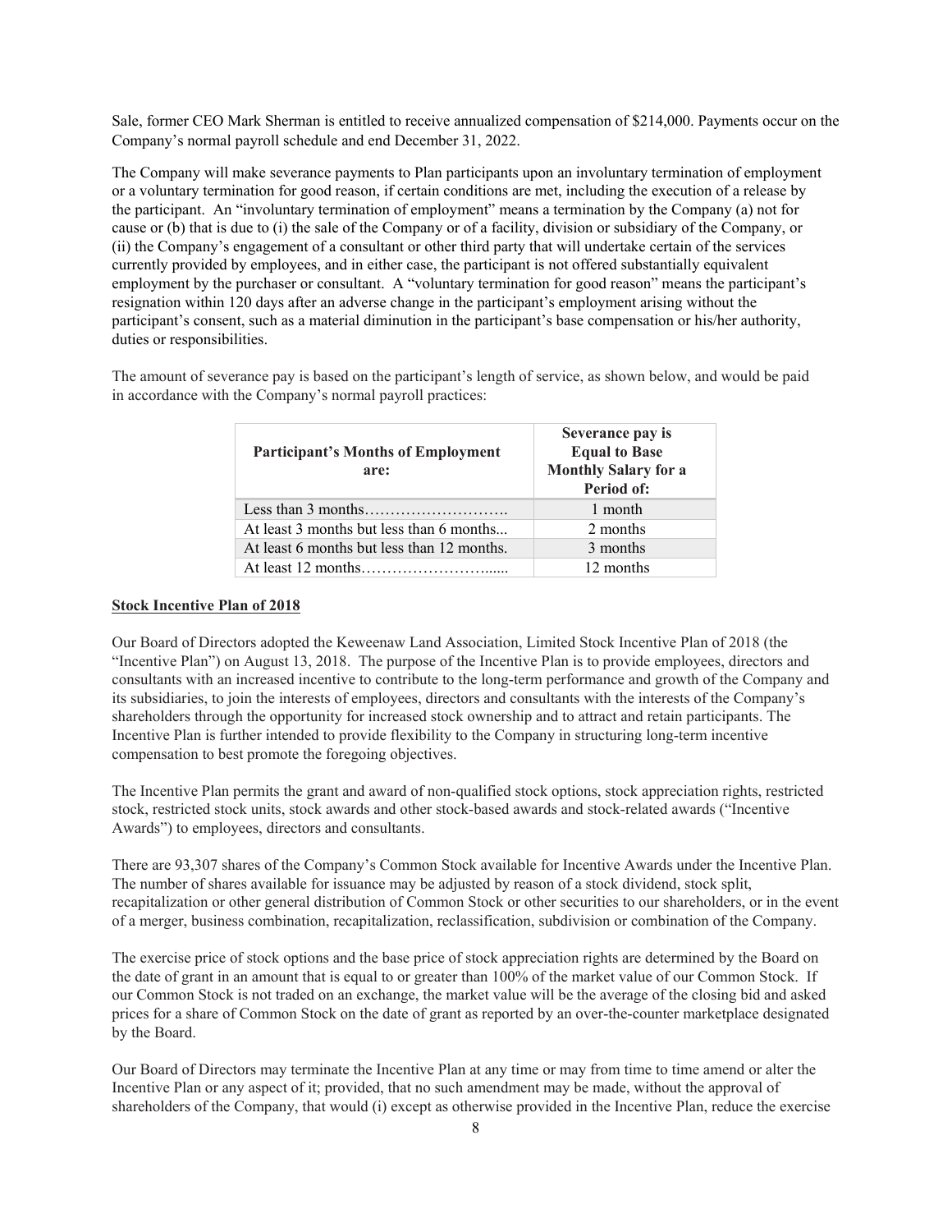Sale, former CEO Mark Sherman is entitled to receive annualized compensation of $214,000. Payments occur on the Company's normal payroll schedule and end December 31, 2022.

The Company will make severance payments to Plan participants upon an involuntary termination of employment or a voluntary termination for good reason, if certain conditions are met, including the execution of a release by the participant. An "involuntary termination of employment" means a termination by the Company (a) not for cause or (b) that is due to (i) the sale of the Company or of a facility, division or subsidiary of the Company, or (ii) the Company's engagement of a consultant or other third party that will undertake certain of the services currently provided by employees, and in either case, the participant is not offered substantially equivalent employment by the purchaser or consultant. A "voluntary termination for good reason" means the participant's resignation within 120 days after an adverse change in the participant's employment arising without the participant's consent, such as a material diminution in the participant's base compensation or his/her authority, duties or responsibilities.

The amount of severance pay is based on the participant's length of service, as shown below, and would be paid in accordance with the Company's normal payroll practices:

| Participant's Months of Employment are: | Severance pay is Equal to Base Monthly Salary for a Period of: |
|---|---|
| Less than 3 months………………………. | 1 month |
| At least 3 months but less than 6 months... | 2 months |
| At least 6 months but less than 12 months. | 3 months |
| At least 12 months……………………...... | 12 months |

**Stock Incentive Plan of 2018**

Our Board of Directors adopted the Keweenaw Land Association, Limited Stock Incentive Plan of 2018 (the "Incentive Plan") on August 13, 2018. The purpose of the Incentive Plan is to provide employees, directors and consultants with an increased incentive to contribute to the long-term performance and growth of the Company and its subsidiaries, to join the interests of employees, directors and consultants with the interests of the Company's shareholders through the opportunity for increased stock ownership and to attract and retain participants. The Incentive Plan is further intended to provide flexibility to the Company in structuring long-term incentive compensation to best promote the foregoing objectives.

The Incentive Plan permits the grant and award of non-qualified stock options, stock appreciation rights, restricted stock, restricted stock units, stock awards and other stock-based awards and stock-related awards ("Incentive Awards") to employees, directors and consultants.

There are 93,307 shares of the Company's Common Stock available for Incentive Awards under the Incentive Plan. The number of shares available for issuance may be adjusted by reason of a stock dividend, stock split, recapitalization or other general distribution of Common Stock or other securities to our shareholders, or in the event of a merger, business combination, recapitalization, reclassification, subdivision or combination of the Company.

The exercise price of stock options and the base price of stock appreciation rights are determined by the Board on the date of grant in an amount that is equal to or greater than 100% of the market value of our Common Stock. If our Common Stock is not traded on an exchange, the market value will be the average of the closing bid and asked prices for a share of Common Stock on the date of grant as reported by an over-the-counter marketplace designated by the Board.

Our Board of Directors may terminate the Incentive Plan at any time or may from time to time amend or alter the Incentive Plan or any aspect of it; provided, that no such amendment may be made, without the approval of shareholders of the Company, that would (i) except as otherwise provided in the Incentive Plan, reduce the exercise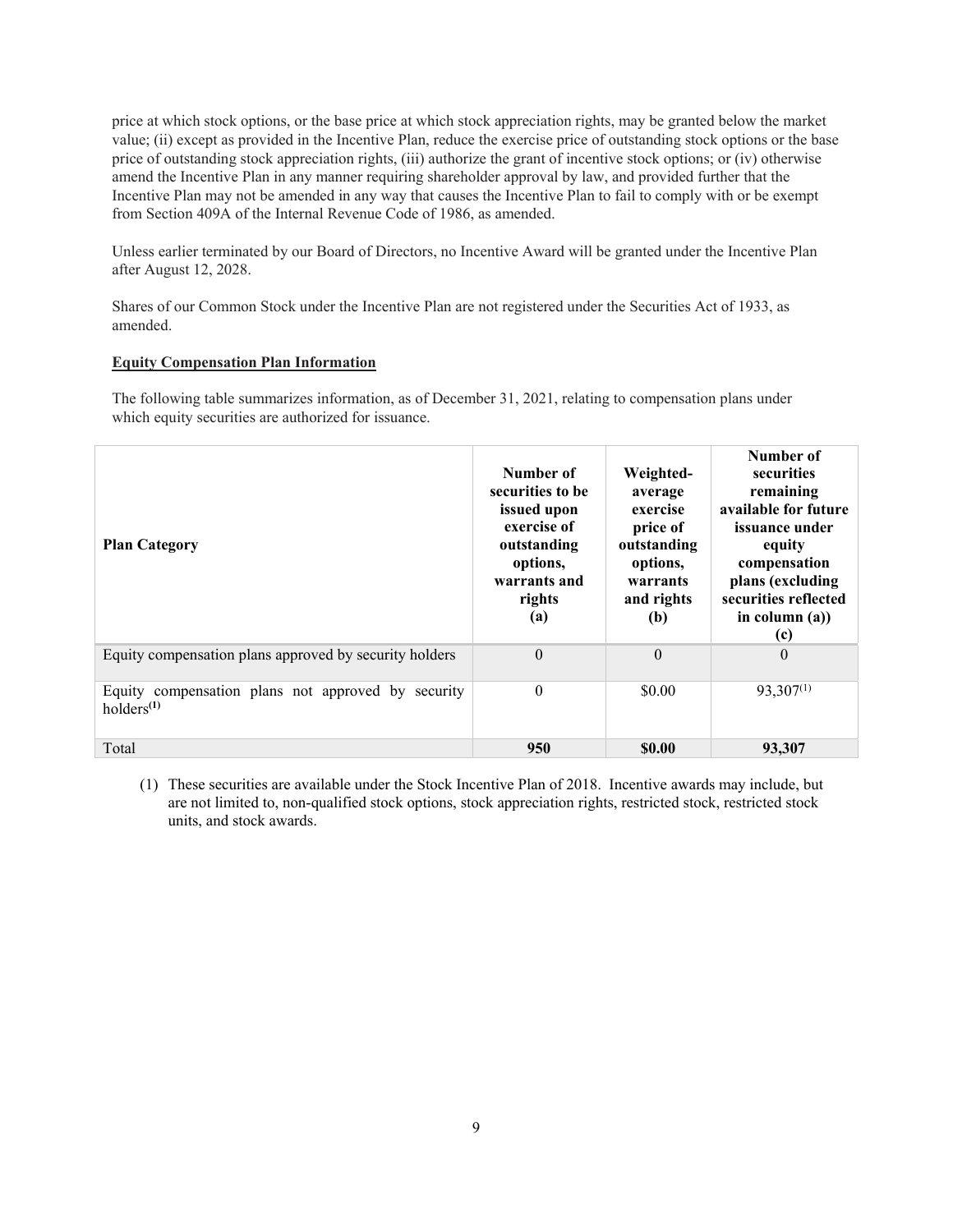price at which stock options, or the base price at which stock appreciation rights, may be granted below the market value; (ii) except as provided in the Incentive Plan, reduce the exercise price of outstanding stock options or the base price of outstanding stock appreciation rights, (iii) authorize the grant of incentive stock options; or (iv) otherwise amend the Incentive Plan in any manner requiring shareholder approval by law, and provided further that the Incentive Plan may not be amended in any way that causes the Incentive Plan to fail to comply with or be exempt from Section 409A of the Internal Revenue Code of 1986, as amended.

Unless earlier terminated by our Board of Directors, no Incentive Award will be granted under the Incentive Plan after August 12, 2028.

Shares of our Common Stock under the Incentive Plan are not registered under the Securities Act of 1933, as amended.

**Equity Compensation Plan Information**

The following table summarizes information, as of December 31, 2021, relating to compensation plans under which equity securities are authorized for issuance.

| Plan Category | Number of securities to be issued upon exercise of outstanding options, warrants and rights (a) | Weighted-average exercise price of outstanding options, warrants and rights (b) | Number of securities remaining available for future issuance under equity compensation plans (excluding securities reflected in column (a)) (c) |
|---|---|---|---|
| Equity compensation plans approved by security holders | 0 | 0 | 0 |
| Equity compensation plans not approved by security holders[(1)] | 0 | $0.00 | 93,307[(1)] |
| Total | **950** | **$0.00** | **93,307** |

(1) These securities are available under the Stock Incentive Plan of 2018. Incentive awards may include, but are not limited to, non-qualified stock options, stock appreciation rights, restricted stock, restricted stock units, and stock awards.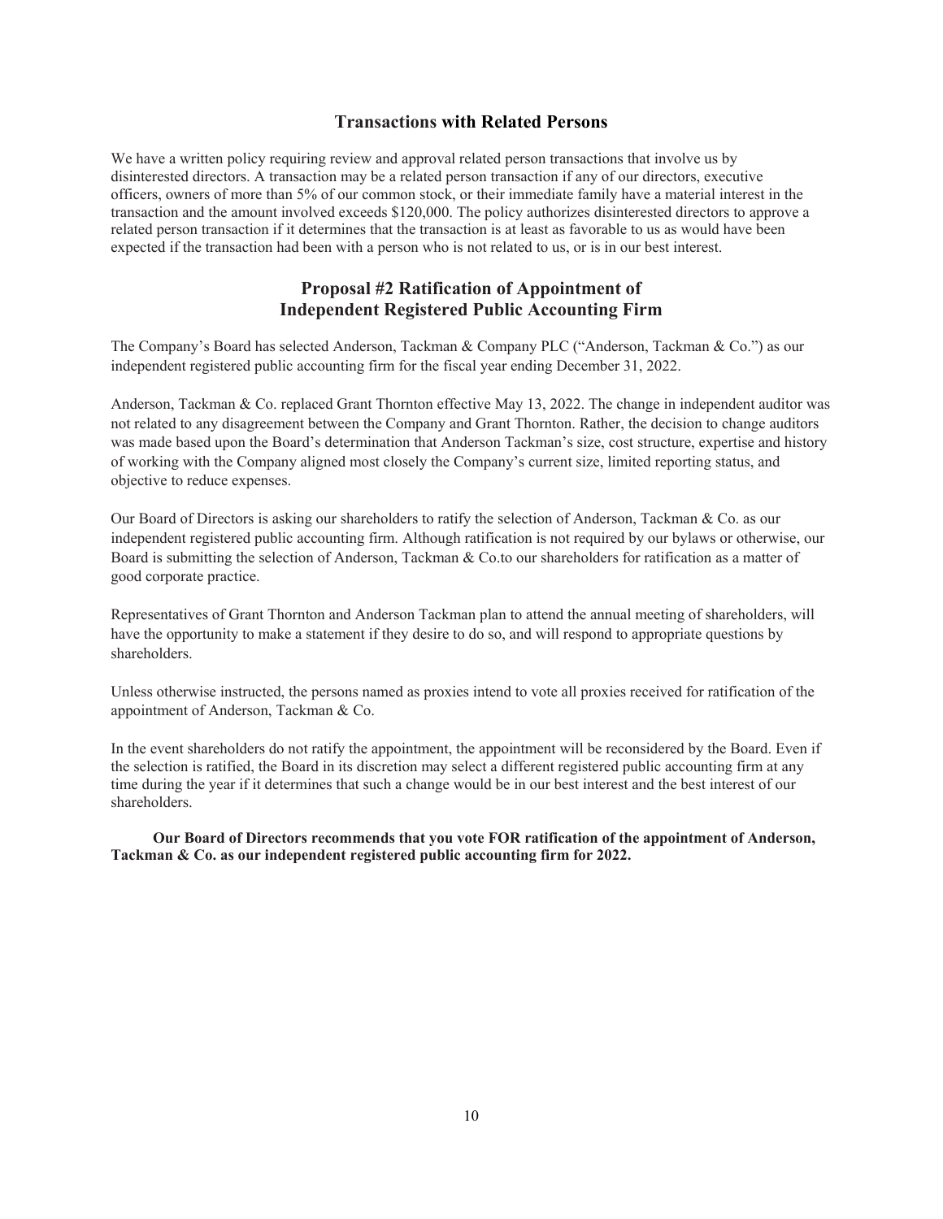## Transactions with Related Persons

We have a written policy requiring review and approval related person transactions that involve us by disinterested directors. A transaction may be a related person transaction if any of our directors, executive officers, owners of more than 5% of our common stock, or their immediate family have a material interest in the transaction and the amount involved exceeds $120,000. The policy authorizes disinterested directors to approve a related person transaction if it determines that the transaction is at least as favorable to us as would have been expected if the transaction had been with a person who is not related to us, or is in our best interest.

## Proposal #2 Ratification of Appointment of Independent Registered Public Accounting Firm

The Company's Board has selected Anderson, Tackman & Company PLC ("Anderson, Tackman & Co.") as our independent registered public accounting firm for the fiscal year ending December 31, 2022.

Anderson, Tackman & Co. replaced Grant Thornton effective May 13, 2022. The change in independent auditor was not related to any disagreement between the Company and Grant Thornton. Rather, the decision to change auditors was made based upon the Board's determination that Anderson Tackman's size, cost structure, expertise and history of working with the Company aligned most closely the Company's current size, limited reporting status, and objective to reduce expenses.

Our Board of Directors is asking our shareholders to ratify the selection of Anderson, Tackman & Co. as our independent registered public accounting firm. Although ratification is not required by our bylaws or otherwise, our Board is submitting the selection of Anderson, Tackman & Co.to our shareholders for ratification as a matter of good corporate practice.

Representatives of Grant Thornton and Anderson Tackman plan to attend the annual meeting of shareholders, will have the opportunity to make a statement if they desire to do so, and will respond to appropriate questions by shareholders.

Unless otherwise instructed, the persons named as proxies intend to vote all proxies received for ratification of the appointment of Anderson, Tackman & Co.

In the event shareholders do not ratify the appointment, the appointment will be reconsidered by the Board. Even if the selection is ratified, the Board in its discretion may select a different registered public accounting firm at any time during the year if it determines that such a change would be in our best interest and the best interest of our shareholders.

**Our Board of Directors recommends that you vote FOR ratification of the appointment of Anderson, Tackman & Co. as our independent registered public accounting firm for 2022.**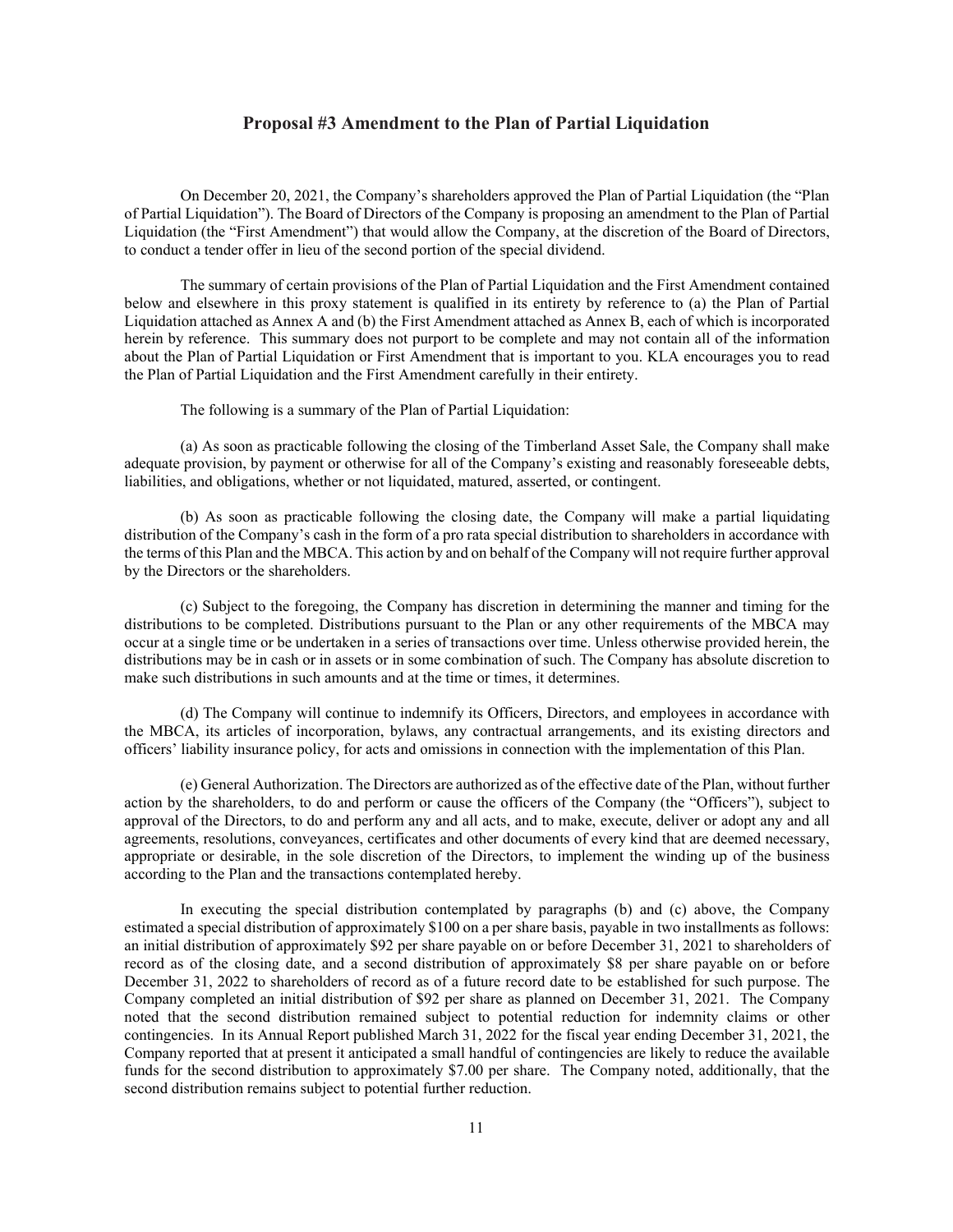## Proposal #3 Amendment to the Plan of Partial Liquidation

On December 20, 2021, the Company's shareholders approved the Plan of Partial Liquidation (the "Plan of Partial Liquidation"). The Board of Directors of the Company is proposing an amendment to the Plan of Partial Liquidation (the "First Amendment") that would allow the Company, at the discretion of the Board of Directors, to conduct a tender offer in lieu of the second portion of the special dividend.

The summary of certain provisions of the Plan of Partial Liquidation and the First Amendment contained below and elsewhere in this proxy statement is qualified in its entirety by reference to (a) the Plan of Partial Liquidation attached as Annex A and (b) the First Amendment attached as Annex B, each of which is incorporated herein by reference. This summary does not purport to be complete and may not contain all of the information about the Plan of Partial Liquidation or First Amendment that is important to you. KLA encourages you to read the Plan of Partial Liquidation and the First Amendment carefully in their entirety.

The following is a summary of the Plan of Partial Liquidation:

(a) As soon as practicable following the closing of the Timberland Asset Sale, the Company shall make adequate provision, by payment or otherwise for all of the Company's existing and reasonably foreseeable debts, liabilities, and obligations, whether or not liquidated, matured, asserted, or contingent.

(b) As soon as practicable following the closing date, the Company will make a partial liquidating distribution of the Company's cash in the form of a pro rata special distribution to shareholders in accordance with the terms of this Plan and the MBCA. This action by and on behalf of the Company will not require further approval by the Directors or the shareholders.

(c) Subject to the foregoing, the Company has discretion in determining the manner and timing for the distributions to be completed. Distributions pursuant to the Plan or any other requirements of the MBCA may occur at a single time or be undertaken in a series of transactions over time. Unless otherwise provided herein, the distributions may be in cash or in assets or in some combination of such. The Company has absolute discretion to make such distributions in such amounts and at the time or times, it determines.

(d) The Company will continue to indemnify its Officers, Directors, and employees in accordance with the MBCA, its articles of incorporation, bylaws, any contractual arrangements, and its existing directors and officers' liability insurance policy, for acts and omissions in connection with the implementation of this Plan.

(e) General Authorization. The Directors are authorized as of the effective date of the Plan, without further action by the shareholders, to do and perform or cause the officers of the Company (the "Officers"), subject to approval of the Directors, to do and perform any and all acts, and to make, execute, deliver or adopt any and all agreements, resolutions, conveyances, certificates and other documents of every kind that are deemed necessary, appropriate or desirable, in the sole discretion of the Directors, to implement the winding up of the business according to the Plan and the transactions contemplated hereby.

In executing the special distribution contemplated by paragraphs (b) and (c) above, the Company estimated a special distribution of approximately $100 on a per share basis, payable in two installments as follows: an initial distribution of approximately $92 per share payable on or before December 31, 2021 to shareholders of record as of the closing date, and a second distribution of approximately $8 per share payable on or before December 31, 2022 to shareholders of record as of a future record date to be established for such purpose. The Company completed an initial distribution of $92 per share as planned on December 31, 2021. The Company noted that the second distribution remained subject to potential reduction for indemnity claims or other contingencies. In its Annual Report published March 31, 2022 for the fiscal year ending December 31, 2021, the Company reported that at present it anticipated a small handful of contingencies are likely to reduce the available funds for the second distribution to approximately $7.00 per share. The Company noted, additionally, that the second distribution remains subject to potential further reduction.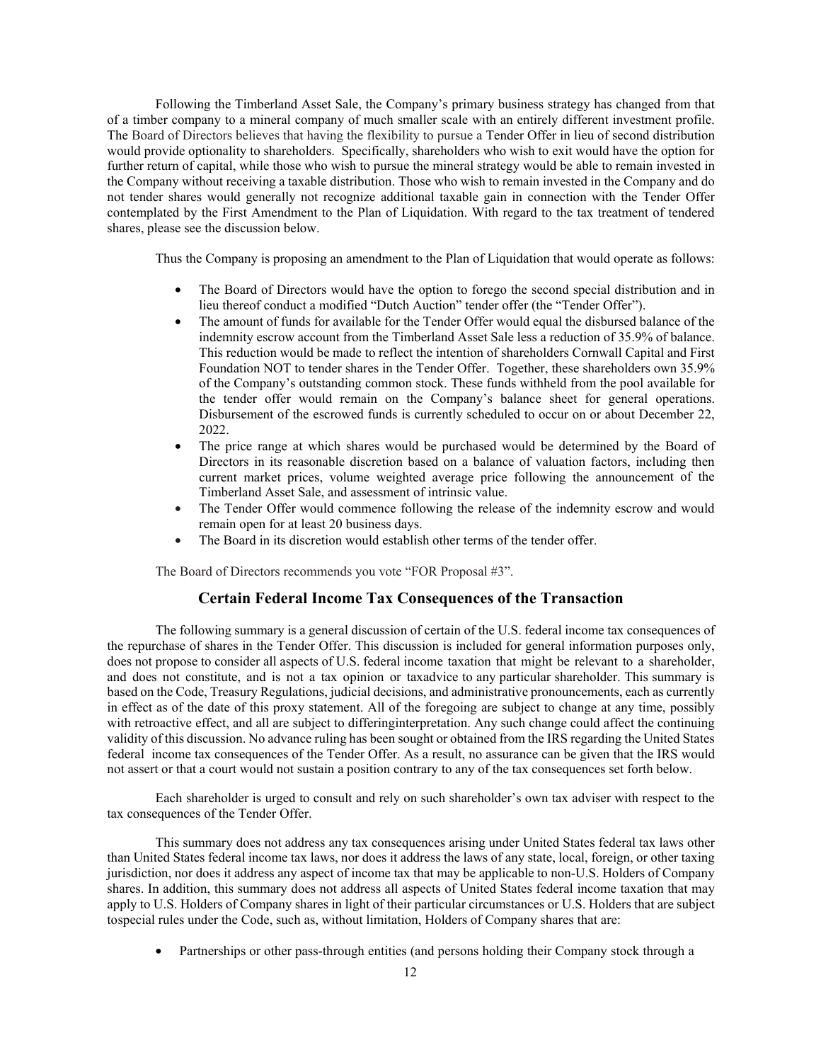Following the Timberland Asset Sale, the Company's primary business strategy has changed from that of a timber company to a mineral company of much smaller scale with an entirely different investment profile. The Board of Directors believes that having the flexibility to pursue a Tender Offer in lieu of second distribution would provide optionality to shareholders. Specifically, shareholders who wish to exit would have the option for further return of capital, while those who wish to pursue the mineral strategy would be able to remain invested in the Company without receiving a taxable distribution. Those who wish to remain invested in the Company and do not tender shares would generally not recognize additional taxable gain in connection with the Tender Offer contemplated by the First Amendment to the Plan of Liquidation. With regard to the tax treatment of tendered shares, please see the discussion below.

Thus the Company is proposing an amendment to the Plan of Liquidation that would operate as follows:

- The Board of Directors would have the option to forego the second special distribution and in lieu thereof conduct a modified "Dutch Auction" tender offer (the "Tender Offer").
- The amount of funds for available for the Tender Offer would equal the disbursed balance of the indemnity escrow account from the Timberland Asset Sale less a reduction of 35.9% of balance. This reduction would be made to reflect the intention of shareholders Cornwall Capital and First Foundation NOT to tender shares in the Tender Offer. Together, these shareholders own 35.9% of the Company's outstanding common stock. These funds withheld from the pool available for the tender offer would remain on the Company's balance sheet for general operations. Disbursement of the escrowed funds is currently scheduled to occur on or about December 22, 2022.
- The price range at which shares would be purchased would be determined by the Board of Directors in its reasonable discretion based on a balance of valuation factors, including then current market prices, volume weighted average price following the announcement of the Timberland Asset Sale, and assessment of intrinsic value.
- The Tender Offer would commence following the release of the indemnity escrow and would remain open for at least 20 business days.
- The Board in its discretion would establish other terms of the tender offer.

The Board of Directors recommends you vote "FOR Proposal #3".

## Certain Federal Income Tax Consequences of the Transaction

The following summary is a general discussion of certain of the U.S. federal income tax consequences of the repurchase of shares in the Tender Offer. This discussion is included for general information purposes only, does not propose to consider all aspects of U.S. federal income taxation that might be relevant to a shareholder, and does not constitute, and is not a tax opinion or taxadvice to any particular shareholder. This summary is based on the Code, Treasury Regulations, judicial decisions, and administrative pronouncements, each as currently in effect as of the date of this proxy statement. All of the foregoing are subject to change at any time, possibly with retroactive effect, and all are subject to differinginterpretation. Any such change could affect the continuing validity of this discussion. No advance ruling has been sought or obtained from the IRS regarding the United States federal income tax consequences of the Tender Offer. As a result, no assurance can be given that the IRS would not assert or that a court would not sustain a position contrary to any of the tax consequences set forth below.

Each shareholder is urged to consult and rely on such shareholder's own tax adviser with respect to the tax consequences of the Tender Offer.

This summary does not address any tax consequences arising under United States federal tax laws other than United States federal income tax laws, nor does it address the laws of any state, local, foreign, or other taxing jurisdiction, nor does it address any aspect of income tax that may be applicable to non-U.S. Holders of Company shares. In addition, this summary does not address all aspects of United States federal income taxation that may apply to U.S. Holders of Company shares in light of their particular circumstances or U.S. Holders that are subject tospecial rules under the Code, such as, without limitation, Holders of Company shares that are:

- Partnerships or other pass-through entities (and persons holding their Company stock through a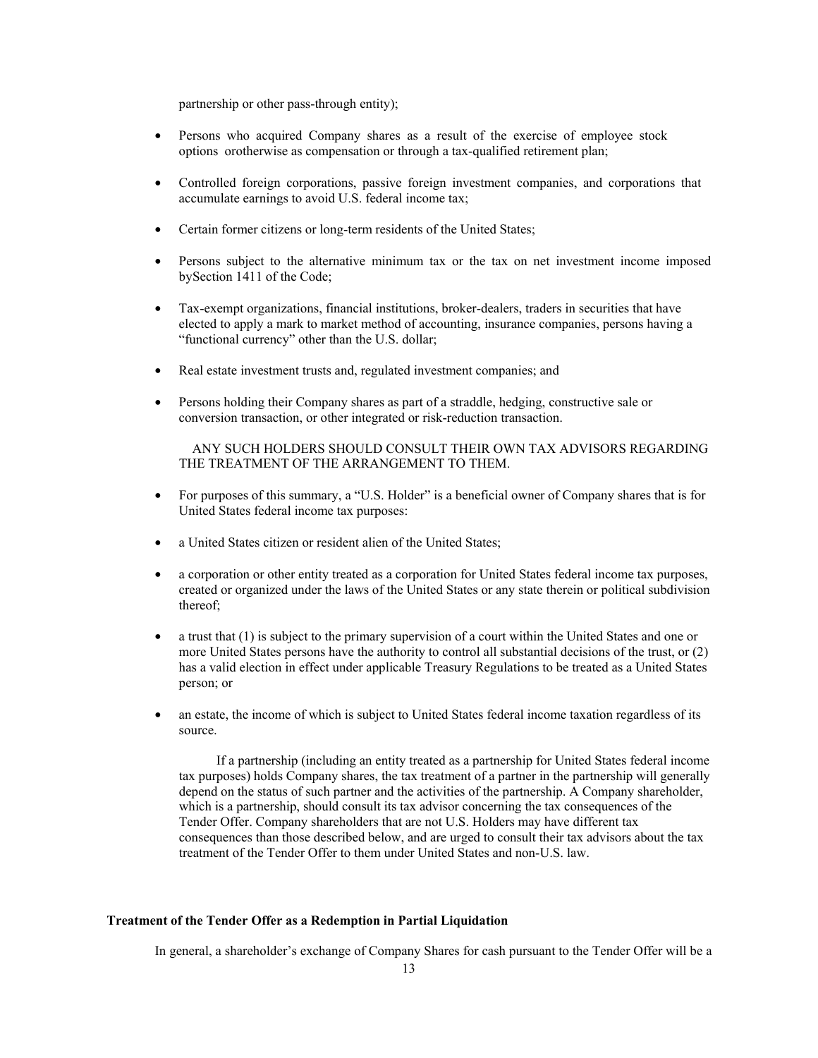partnership or other pass-through entity);

- Persons who acquired Company shares as a result of the exercise of employee stock options orotherwise as compensation or through a tax-qualified retirement plan;

- Controlled foreign corporations, passive foreign investment companies, and corporations that accumulate earnings to avoid U.S. federal income tax;

- Certain former citizens or long-term residents of the United States;

- Persons subject to the alternative minimum tax or the tax on net investment income imposed bySection 1411 of the Code;

- Tax-exempt organizations, financial institutions, broker-dealers, traders in securities that have elected to apply a mark to market method of accounting, insurance companies, persons having a "functional currency" other than the U.S. dollar;

- Real estate investment trusts and, regulated investment companies; and

- Persons holding their Company shares as part of a straddle, hedging, constructive sale or conversion transaction, or other integrated or risk-reduction transaction.

ANY SUCH HOLDERS SHOULD CONSULT THEIR OWN TAX ADVISORS REGARDING THE TREATMENT OF THE ARRANGEMENT TO THEM.

- For purposes of this summary, a "U.S. Holder" is a beneficial owner of Company shares that is for United States federal income tax purposes:

- a United States citizen or resident alien of the United States;

- a corporation or other entity treated as a corporation for United States federal income tax purposes, created or organized under the laws of the United States or any state therein or political subdivision thereof;

- a trust that (1) is subject to the primary supervision of a court within the United States and one or more United States persons have the authority to control all substantial decisions of the trust, or (2) has a valid election in effect under applicable Treasury Regulations to be treated as a United States person; or

- an estate, the income of which is subject to United States federal income taxation regardless of its source.

If a partnership (including an entity treated as a partnership for United States federal income tax purposes) holds Company shares, the tax treatment of a partner in the partnership will generally depend on the status of such partner and the activities of the partnership. A Company shareholder, which is a partnership, should consult its tax advisor concerning the tax consequences of the Tender Offer. Company shareholders that are not U.S. Holders may have different tax consequences than those described below, and are urged to consult their tax advisors about the tax treatment of the Tender Offer to them under United States and non-U.S. law.

**Treatment of the Tender Offer as a Redemption in Partial Liquidation**

In general, a shareholder's exchange of Company Shares for cash pursuant to the Tender Offer will be a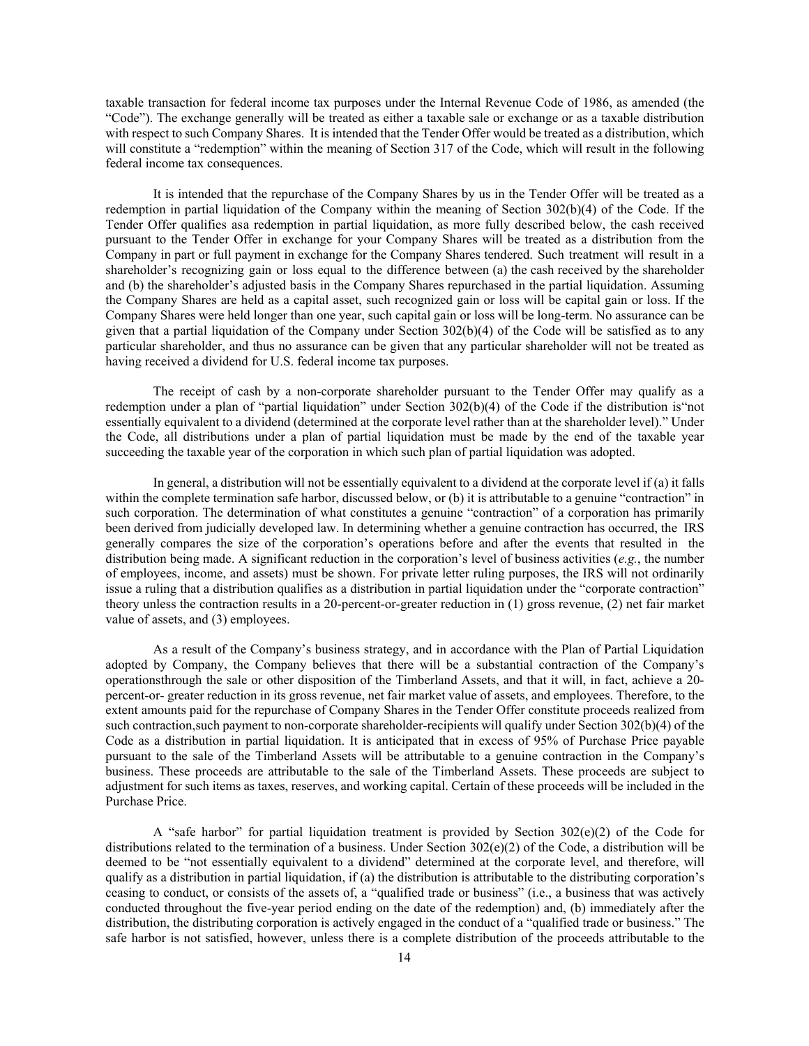taxable transaction for federal income tax purposes under the Internal Revenue Code of 1986, as amended (the "Code"). The exchange generally will be treated as either a taxable sale or exchange or as a taxable distribution with respect to such Company Shares. It is intended that the Tender Offer would be treated as a distribution, which will constitute a "redemption" within the meaning of Section 317 of the Code, which will result in the following federal income tax consequences.

It is intended that the repurchase of the Company Shares by us in the Tender Offer will be treated as a redemption in partial liquidation of the Company within the meaning of Section 302(b)(4) of the Code. If the Tender Offer qualifies asa redemption in partial liquidation, as more fully described below, the cash received pursuant to the Tender Offer in exchange for your Company Shares will be treated as a distribution from the Company in part or full payment in exchange for the Company Shares tendered. Such treatment will result in a shareholder's recognizing gain or loss equal to the difference between (a) the cash received by the shareholder and (b) the shareholder's adjusted basis in the Company Shares repurchased in the partial liquidation. Assuming the Company Shares are held as a capital asset, such recognized gain or loss will be capital gain or loss. If the Company Shares were held longer than one year, such capital gain or loss will be long-term. No assurance can be given that a partial liquidation of the Company under Section 302(b)(4) of the Code will be satisfied as to any particular shareholder, and thus no assurance can be given that any particular shareholder will not be treated as having received a dividend for U.S. federal income tax purposes.

The receipt of cash by a non-corporate shareholder pursuant to the Tender Offer may qualify as a redemption under a plan of "partial liquidation" under Section 302(b)(4) of the Code if the distribution is"not essentially equivalent to a dividend (determined at the corporate level rather than at the shareholder level)." Under the Code, all distributions under a plan of partial liquidation must be made by the end of the taxable year succeeding the taxable year of the corporation in which such plan of partial liquidation was adopted.

In general, a distribution will not be essentially equivalent to a dividend at the corporate level if (a) it falls within the complete termination safe harbor, discussed below, or (b) it is attributable to a genuine "contraction" in such corporation. The determination of what constitutes a genuine "contraction" of a corporation has primarily been derived from judicially developed law. In determining whether a genuine contraction has occurred, the IRS generally compares the size of the corporation's operations before and after the events that resulted in the distribution being made. A significant reduction in the corporation's level of business activities (*e.g.*, the number of employees, income, and assets) must be shown. For private letter ruling purposes, the IRS will not ordinarily issue a ruling that a distribution qualifies as a distribution in partial liquidation under the "corporate contraction" theory unless the contraction results in a 20-percent-or-greater reduction in (1) gross revenue, (2) net fair market value of assets, and (3) employees.

As a result of the Company's business strategy, and in accordance with the Plan of Partial Liquidation adopted by Company, the Company believes that there will be a substantial contraction of the Company's operationsthrough the sale or other disposition of the Timberland Assets, and that it will, in fact, achieve a 20-percent-or- greater reduction in its gross revenue, net fair market value of assets, and employees. Therefore, to the extent amounts paid for the repurchase of Company Shares in the Tender Offer constitute proceeds realized from such contraction,such payment to non-corporate shareholder-recipients will qualify under Section 302(b)(4) of the Code as a distribution in partial liquidation. It is anticipated that in excess of 95% of Purchase Price payable pursuant to the sale of the Timberland Assets will be attributable to a genuine contraction in the Company's business. These proceeds are attributable to the sale of the Timberland Assets. These proceeds are subject to adjustment for such items as taxes, reserves, and working capital. Certain of these proceeds will be included in the Purchase Price.

A "safe harbor" for partial liquidation treatment is provided by Section 302(e)(2) of the Code for distributions related to the termination of a business. Under Section 302(e)(2) of the Code, a distribution will be deemed to be "not essentially equivalent to a dividend" determined at the corporate level, and therefore, will qualify as a distribution in partial liquidation, if (a) the distribution is attributable to the distributing corporation's ceasing to conduct, or consists of the assets of, a "qualified trade or business" (i.e., a business that was actively conducted throughout the five-year period ending on the date of the redemption) and, (b) immediately after the distribution, the distributing corporation is actively engaged in the conduct of a "qualified trade or business." The safe harbor is not satisfied, however, unless there is a complete distribution of the proceeds attributable to the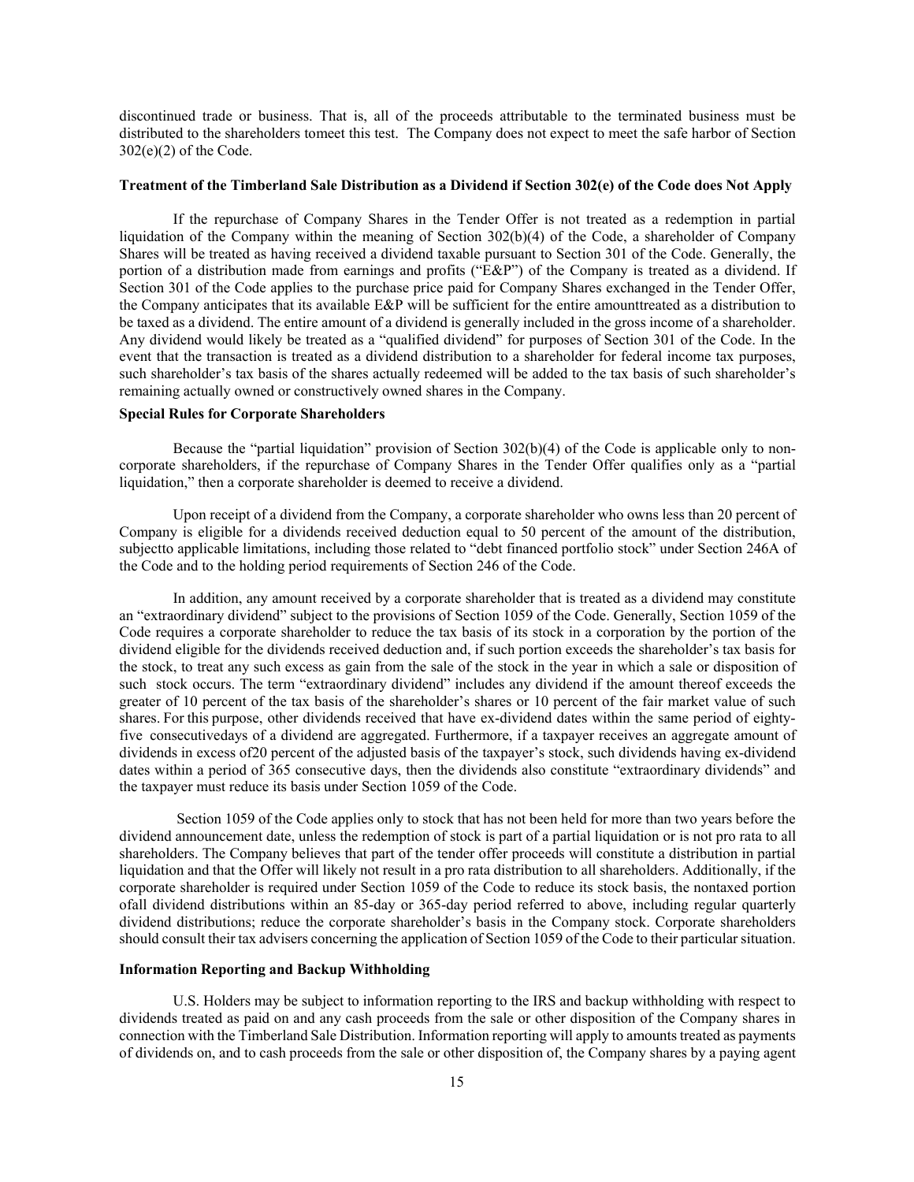discontinued trade or business. That is, all of the proceeds attributable to the terminated business must be distributed to the shareholders tomeet this test. The Company does not expect to meet the safe harbor of Section 302(e)(2) of the Code.

**Treatment of the Timberland Sale Distribution as a Dividend if Section 302(e) of the Code does Not Apply**

If the repurchase of Company Shares in the Tender Offer is not treated as a redemption in partial liquidation of the Company within the meaning of Section 302(b)(4) of the Code, a shareholder of Company Shares will be treated as having received a dividend taxable pursuant to Section 301 of the Code. Generally, the portion of a distribution made from earnings and profits ("E&P") of the Company is treated as a dividend. If Section 301 of the Code applies to the purchase price paid for Company Shares exchanged in the Tender Offer, the Company anticipates that its available E&P will be sufficient for the entire amounttreated as a distribution to be taxed as a dividend. The entire amount of a dividend is generally included in the gross income of a shareholder. Any dividend would likely be treated as a "qualified dividend" for purposes of Section 301 of the Code. In the event that the transaction is treated as a dividend distribution to a shareholder for federal income tax purposes, such shareholder's tax basis of the shares actually redeemed will be added to the tax basis of such shareholder's remaining actually owned or constructively owned shares in the Company.

**Special Rules for Corporate Shareholders**

Because the "partial liquidation" provision of Section 302(b)(4) of the Code is applicable only to non-corporate shareholders, if the repurchase of Company Shares in the Tender Offer qualifies only as a "partial liquidation," then a corporate shareholder is deemed to receive a dividend.

Upon receipt of a dividend from the Company, a corporate shareholder who owns less than 20 percent of Company is eligible for a dividends received deduction equal to 50 percent of the amount of the distribution, subjectto applicable limitations, including those related to "debt financed portfolio stock" under Section 246A of the Code and to the holding period requirements of Section 246 of the Code.

In addition, any amount received by a corporate shareholder that is treated as a dividend may constitute an "extraordinary dividend" subject to the provisions of Section 1059 of the Code. Generally, Section 1059 of the Code requires a corporate shareholder to reduce the tax basis of its stock in a corporation by the portion of the dividend eligible for the dividends received deduction and, if such portion exceeds the shareholder's tax basis for the stock, to treat any such excess as gain from the sale of the stock in the year in which a sale or disposition of such stock occurs. The term "extraordinary dividend" includes any dividend if the amount thereof exceeds the greater of 10 percent of the tax basis of the shareholder's shares or 10 percent of the fair market value of such shares. For this purpose, other dividends received that have ex-dividend dates within the same period of eighty-five consecutivedays of a dividend are aggregated. Furthermore, if a taxpayer receives an aggregate amount of dividends in excess of20 percent of the adjusted basis of the taxpayer's stock, such dividends having ex-dividend dates within a period of 365 consecutive days, then the dividends also constitute "extraordinary dividends" and the taxpayer must reduce its basis under Section 1059 of the Code.

Section 1059 of the Code applies only to stock that has not been held for more than two years before the dividend announcement date, unless the redemption of stock is part of a partial liquidation or is not pro rata to all shareholders. The Company believes that part of the tender offer proceeds will constitute a distribution in partial liquidation and that the Offer will likely not result in a pro rata distribution to all shareholders. Additionally, if the corporate shareholder is required under Section 1059 of the Code to reduce its stock basis, the nontaxed portion ofall dividend distributions within an 85-day or 365-day period referred to above, including regular quarterly dividend distributions; reduce the corporate shareholder's basis in the Company stock. Corporate shareholders should consult their tax advisers concerning the application of Section 1059 of the Code to their particular situation.

**Information Reporting and Backup Withholding**

U.S. Holders may be subject to information reporting to the IRS and backup withholding with respect to dividends treated as paid on and any cash proceeds from the sale or other disposition of the Company shares in connection with the Timberland Sale Distribution. Information reporting will apply to amounts treated as payments of dividends on, and to cash proceeds from the sale or other disposition of, the Company shares by a paying agent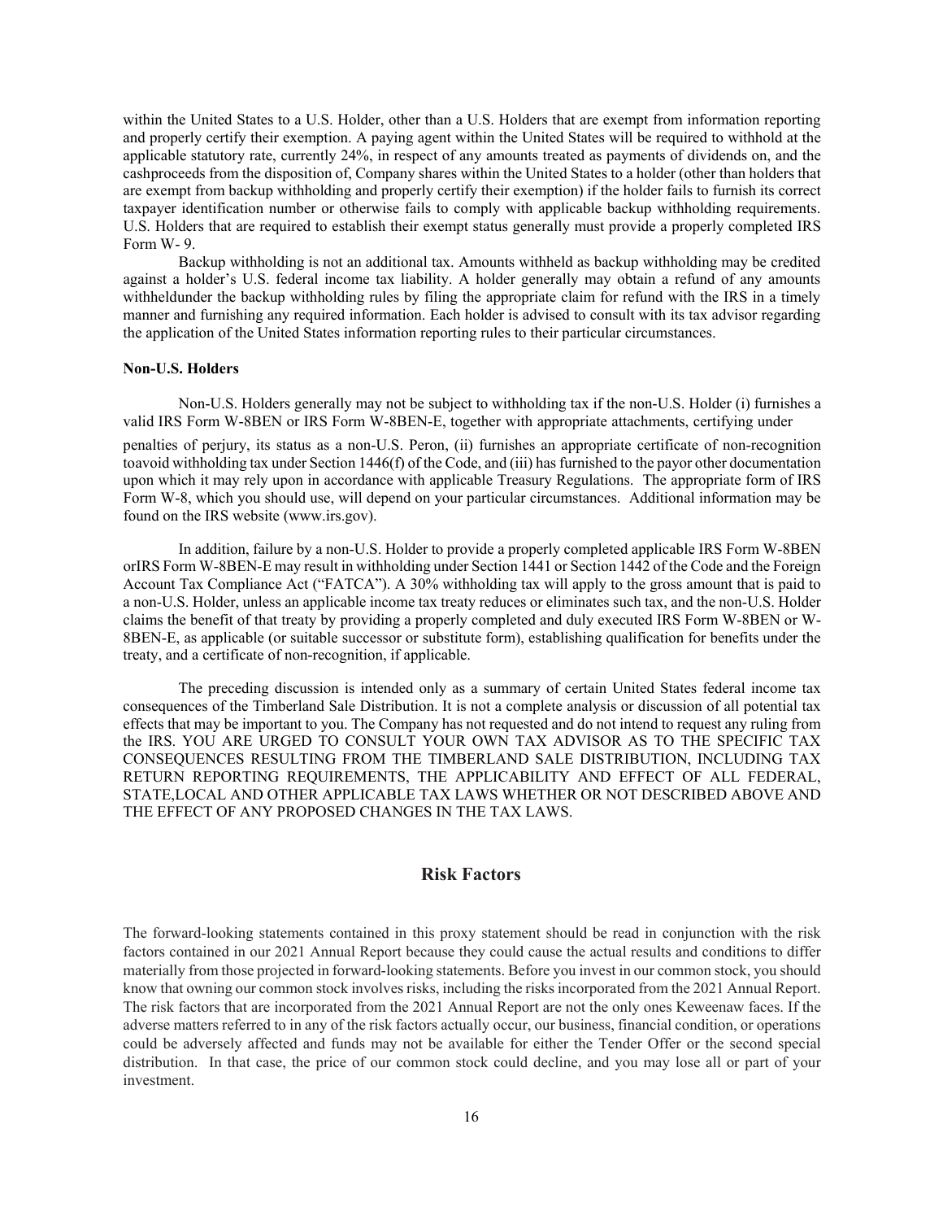within the United States to a U.S. Holder, other than a U.S. Holders that are exempt from information reporting and properly certify their exemption. A paying agent within the United States will be required to withhold at the applicable statutory rate, currently 24%, in respect of any amounts treated as payments of dividends on, and the cashproceeds from the disposition of, Company shares within the United States to a holder (other than holders that are exempt from backup withholding and properly certify their exemption) if the holder fails to furnish its correct taxpayer identification number or otherwise fails to comply with applicable backup withholding requirements. U.S. Holders that are required to establish their exempt status generally must provide a properly completed IRS Form W- 9.

Backup withholding is not an additional tax. Amounts withheld as backup withholding may be credited against a holder's U.S. federal income tax liability. A holder generally may obtain a refund of any amounts withheldunder the backup withholding rules by filing the appropriate claim for refund with the IRS in a timely manner and furnishing any required information. Each holder is advised to consult with its tax advisor regarding the application of the United States information reporting rules to their particular circumstances.

**Non-U.S. Holders**

Non-U.S. Holders generally may not be subject to withholding tax if the non-U.S. Holder (i) furnishes a valid IRS Form W-8BEN or IRS Form W-8BEN-E, together with appropriate attachments, certifying under penalties of perjury, its status as a non-U.S. Peron, (ii) furnishes an appropriate certificate of non-recognition toavoid withholding tax under Section 1446(f) of the Code, and (iii) has furnished to the payor other documentation upon which it may rely upon in accordance with applicable Treasury Regulations. The appropriate form of IRS Form W-8, which you should use, will depend on your particular circumstances. Additional information may be found on the IRS website (www.irs.gov).

In addition, failure by a non-U.S. Holder to provide a properly completed applicable IRS Form W-8BEN orIRS Form W-8BEN-E may result in withholding under Section 1441 or Section 1442 of the Code and the Foreign Account Tax Compliance Act ("FATCA"). A 30% withholding tax will apply to the gross amount that is paid to a non-U.S. Holder, unless an applicable income tax treaty reduces or eliminates such tax, and the non-U.S. Holder claims the benefit of that treaty by providing a properly completed and duly executed IRS Form W-8BEN or W-8BEN-E, as applicable (or suitable successor or substitute form), establishing qualification for benefits under the treaty, and a certificate of non-recognition, if applicable.

The preceding discussion is intended only as a summary of certain United States federal income tax consequences of the Timberland Sale Distribution. It is not a complete analysis or discussion of all potential tax effects that may be important to you. The Company has not requested and do not intend to request any ruling from the IRS. YOU ARE URGED TO CONSULT YOUR OWN TAX ADVISOR AS TO THE SPECIFIC TAX CONSEQUENCES RESULTING FROM THE TIMBERLAND SALE DISTRIBUTION, INCLUDING TAX RETURN REPORTING REQUIREMENTS, THE APPLICABILITY AND EFFECT OF ALL FEDERAL, STATE,LOCAL AND OTHER APPLICABLE TAX LAWS WHETHER OR NOT DESCRIBED ABOVE AND THE EFFECT OF ANY PROPOSED CHANGES IN THE TAX LAWS.

## Risk Factors

The forward-looking statements contained in this proxy statement should be read in conjunction with the risk factors contained in our 2021 Annual Report because they could cause the actual results and conditions to differ materially from those projected in forward-looking statements. Before you invest in our common stock, you should know that owning our common stock involves risks, including the risks incorporated from the 2021 Annual Report. The risk factors that are incorporated from the 2021 Annual Report are not the only ones Keweenaw faces. If the adverse matters referred to in any of the risk factors actually occur, our business, financial condition, or operations could be adversely affected and funds may not be available for either the Tender Offer or the second special distribution. In that case, the price of our common stock could decline, and you may lose all or part of your investment.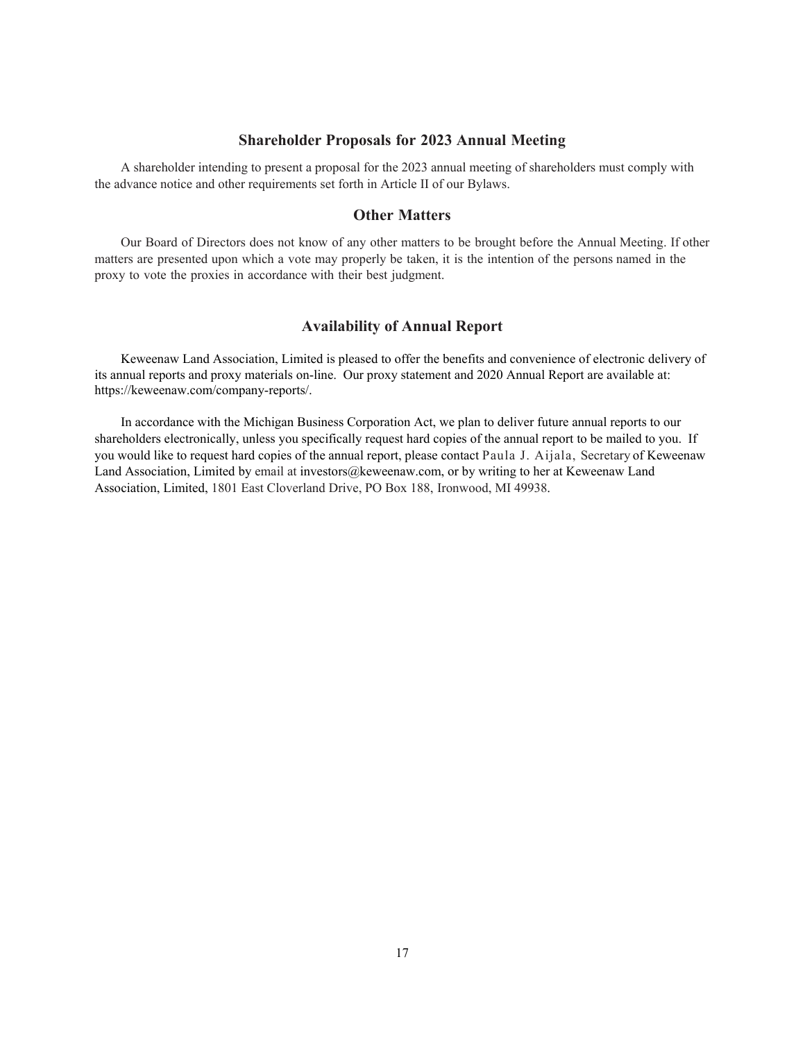## Shareholder Proposals for 2023 Annual Meeting

A shareholder intending to present a proposal for the 2023 annual meeting of shareholders must comply with the advance notice and other requirements set forth in Article II of our Bylaws.

## Other Matters

Our Board of Directors does not know of any other matters to be brought before the Annual Meeting. If other matters are presented upon which a vote may properly be taken, it is the intention of the persons named in the proxy to vote the proxies in accordance with their best judgment.

## Availability of Annual Report

Keweenaw Land Association, Limited is pleased to offer the benefits and convenience of electronic delivery of its annual reports and proxy materials on-line. Our proxy statement and 2020 Annual Report are available at: https://keweenaw.com/company-reports/.

In accordance with the Michigan Business Corporation Act, we plan to deliver future annual reports to our shareholders electronically, unless you specifically request hard copies of the annual report to be mailed to you. If you would like to request hard copies of the annual report, please contact Paula J. Aijala, Secretary of Keweenaw Land Association, Limited by email at investors@keweenaw.com, or by writing to her at Keweenaw Land Association, Limited, 1801 East Cloverland Drive, PO Box 188, Ironwood, MI 49938.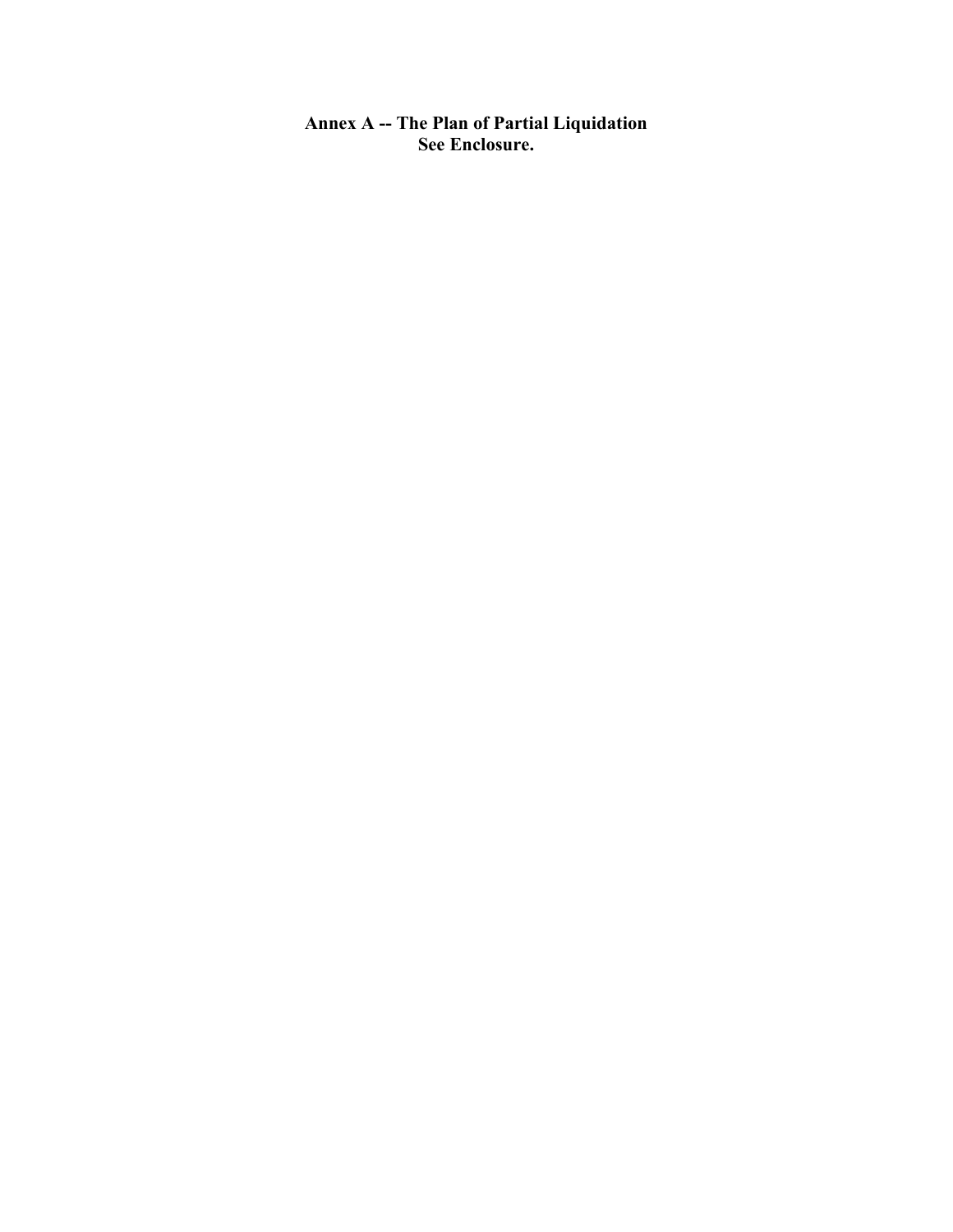**Annex A -- The Plan of Partial Liquidation**
**See Enclosure.**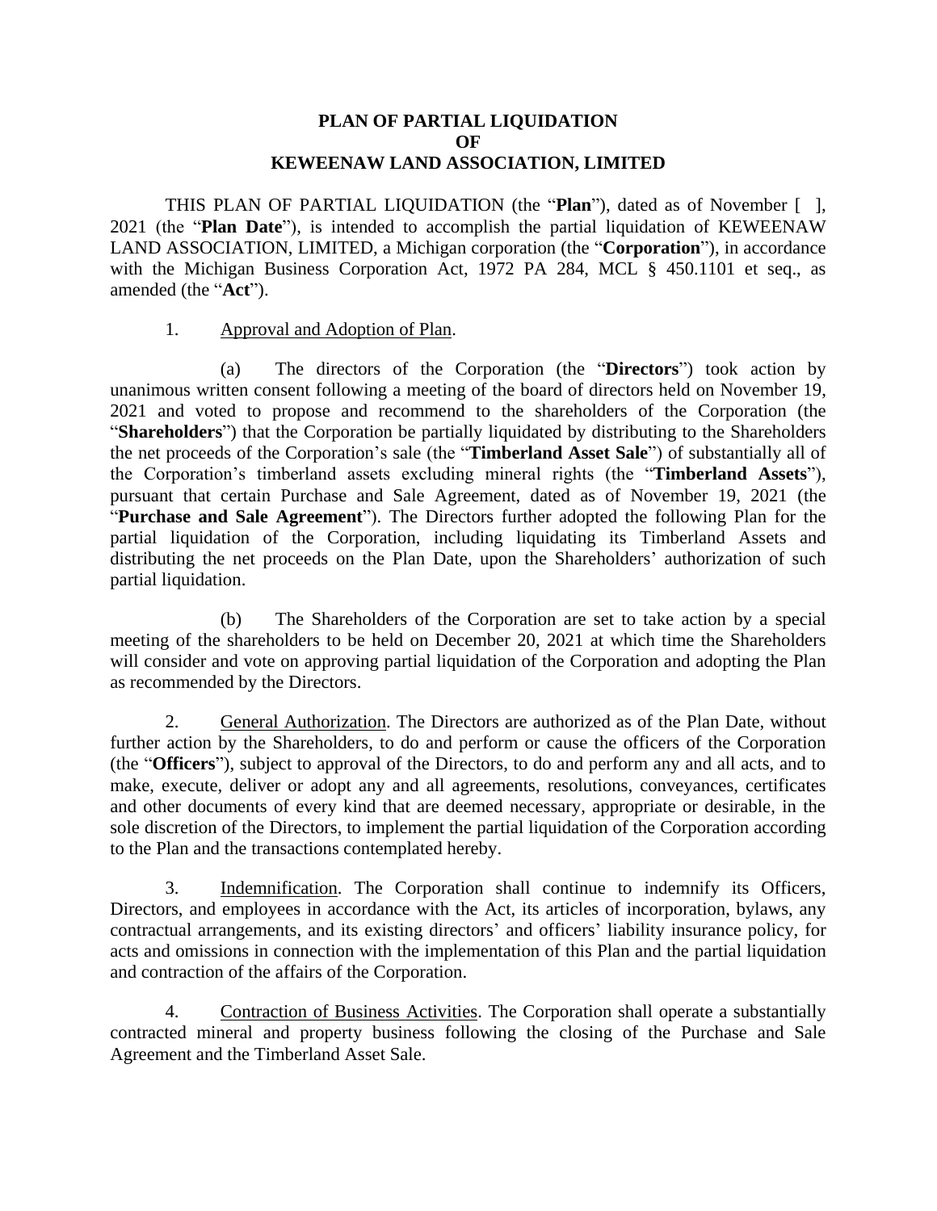# PLAN OF PARTIAL LIQUIDATION
# OF
# KEWEENAW LAND ASSOCIATION, LIMITED

THIS PLAN OF PARTIAL LIQUIDATION (the "**Plan**"), dated as of November [ ], 2021 (the "**Plan Date**"), is intended to accomplish the partial liquidation of KEWEENAW LAND ASSOCIATION, LIMITED, a Michigan corporation (the "**Corporation**"), in accordance with the Michigan Business Corporation Act, 1972 PA 284, MCL § 450.1101 et seq., as amended (the "**Act**").

1. Approval and Adoption of Plan.

(a) The directors of the Corporation (the "**Directors**") took action by unanimous written consent following a meeting of the board of directors held on November 19, 2021 and voted to propose and recommend to the shareholders of the Corporation (the "**Shareholders**") that the Corporation be partially liquidated by distributing to the Shareholders the net proceeds of the Corporation's sale (the "**Timberland Asset Sale**") of substantially all of the Corporation's timberland assets excluding mineral rights (the "**Timberland Assets**"), pursuant that certain Purchase and Sale Agreement, dated as of November 19, 2021 (the "**Purchase and Sale Agreement**"). The Directors further adopted the following Plan for the partial liquidation of the Corporation, including liquidating its Timberland Assets and distributing the net proceeds on the Plan Date, upon the Shareholders' authorization of such partial liquidation.

(b) The Shareholders of the Corporation are set to take action by a special meeting of the shareholders to be held on December 20, 2021 at which time the Shareholders will consider and vote on approving partial liquidation of the Corporation and adopting the Plan as recommended by the Directors.

2. General Authorization. The Directors are authorized as of the Plan Date, without further action by the Shareholders, to do and perform or cause the officers of the Corporation (the "**Officers**"), subject to approval of the Directors, to do and perform any and all acts, and to make, execute, deliver or adopt any and all agreements, resolutions, conveyances, certificates and other documents of every kind that are deemed necessary, appropriate or desirable, in the sole discretion of the Directors, to implement the partial liquidation of the Corporation according to the Plan and the transactions contemplated hereby.

3. Indemnification. The Corporation shall continue to indemnify its Officers, Directors, and employees in accordance with the Act, its articles of incorporation, bylaws, any contractual arrangements, and its existing directors' and officers' liability insurance policy, for acts and omissions in connection with the implementation of this Plan and the partial liquidation and contraction of the affairs of the Corporation.

4. Contraction of Business Activities. The Corporation shall operate a substantially contracted mineral and property business following the closing of the Purchase and Sale Agreement and the Timberland Asset Sale.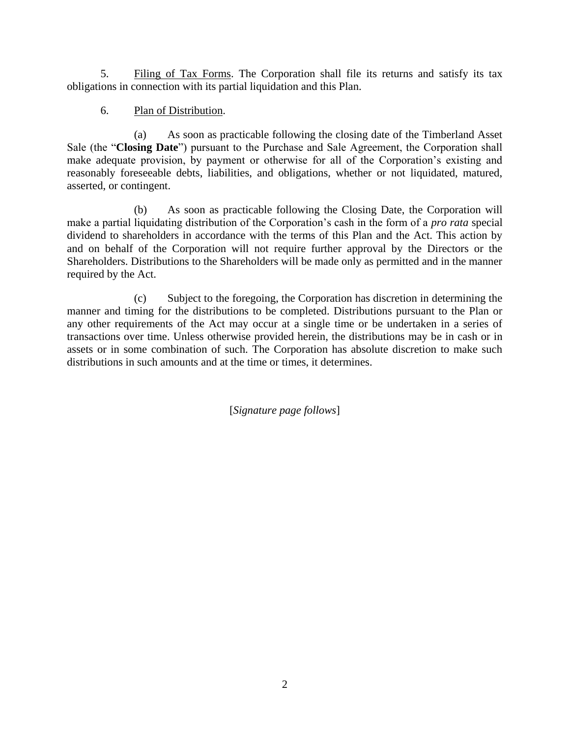5. Filing of Tax Forms. The Corporation shall file its returns and satisfy its tax obligations in connection with its partial liquidation and this Plan.

6. Plan of Distribution.

(a) As soon as practicable following the closing date of the Timberland Asset Sale (the "**Closing Date**") pursuant to the Purchase and Sale Agreement, the Corporation shall make adequate provision, by payment or otherwise for all of the Corporation's existing and reasonably foreseeable debts, liabilities, and obligations, whether or not liquidated, matured, asserted, or contingent.

(b) As soon as practicable following the Closing Date, the Corporation will make a partial liquidating distribution of the Corporation's cash in the form of a *pro rata* special dividend to shareholders in accordance with the terms of this Plan and the Act. This action by and on behalf of the Corporation will not require further approval by the Directors or the Shareholders. Distributions to the Shareholders will be made only as permitted and in the manner required by the Act.

(c) Subject to the foregoing, the Corporation has discretion in determining the manner and timing for the distributions to be completed. Distributions pursuant to the Plan or any other requirements of the Act may occur at a single time or be undertaken in a series of transactions over time. Unless otherwise provided herein, the distributions may be in cash or in assets or in some combination of such. The Corporation has absolute discretion to make such distributions in such amounts and at the time or times, it determines.

[*Signature page follows*]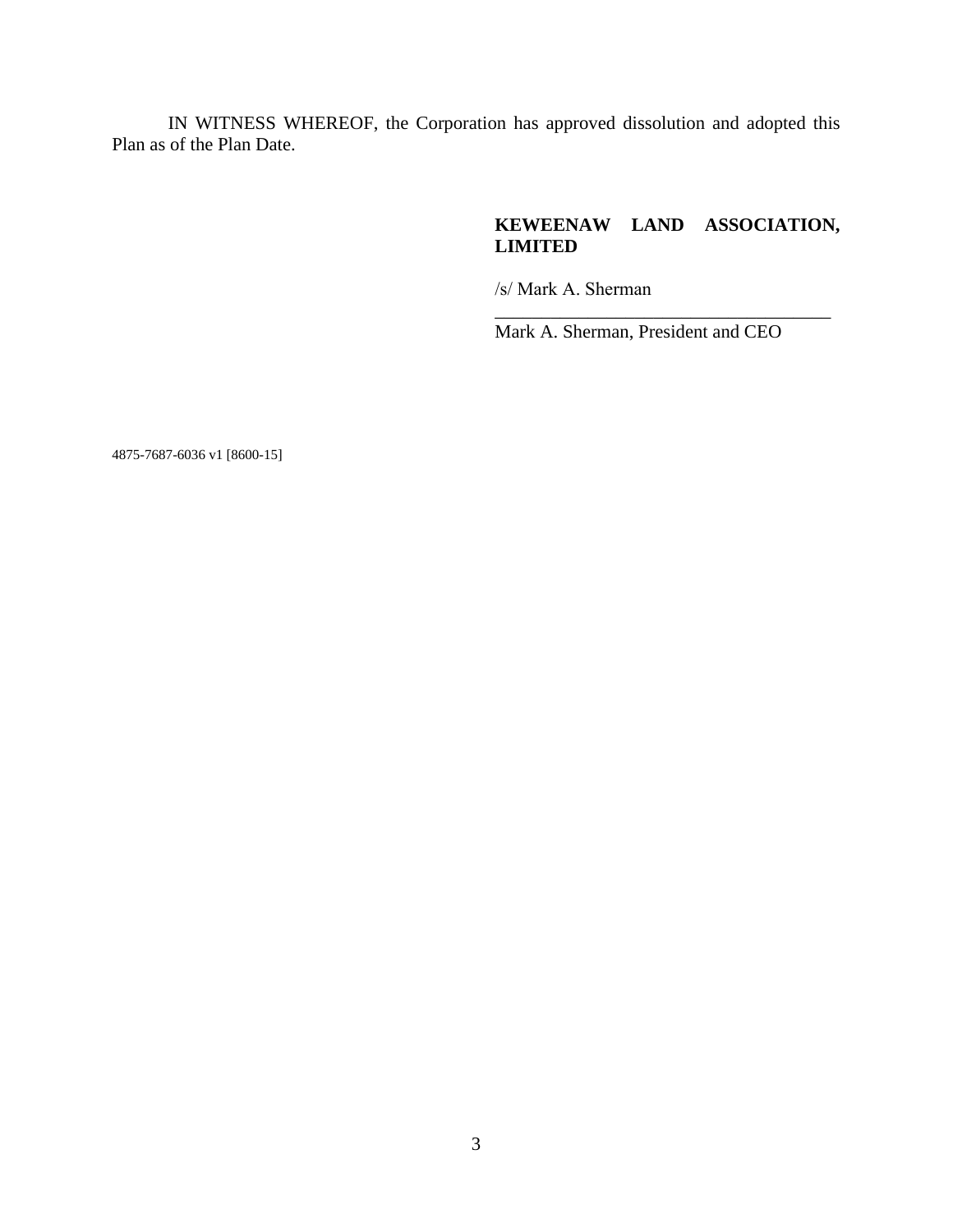IN WITNESS WHEREOF, the Corporation has approved dissolution and adopted this Plan as of the Plan Date.

**KEWEENAW LAND ASSOCIATION, LIMITED**

/s/ Mark A. Sherman

\_\_\_\_\_\_\_\_\_\_\_\_\_\_\_\_\_\_\_\_\_\_\_\_\_\_\_\_\_\_\_\_\_\_\_\_

Mark A. Sherman, President and CEO

4875-7687-6036 v1 [8600-15]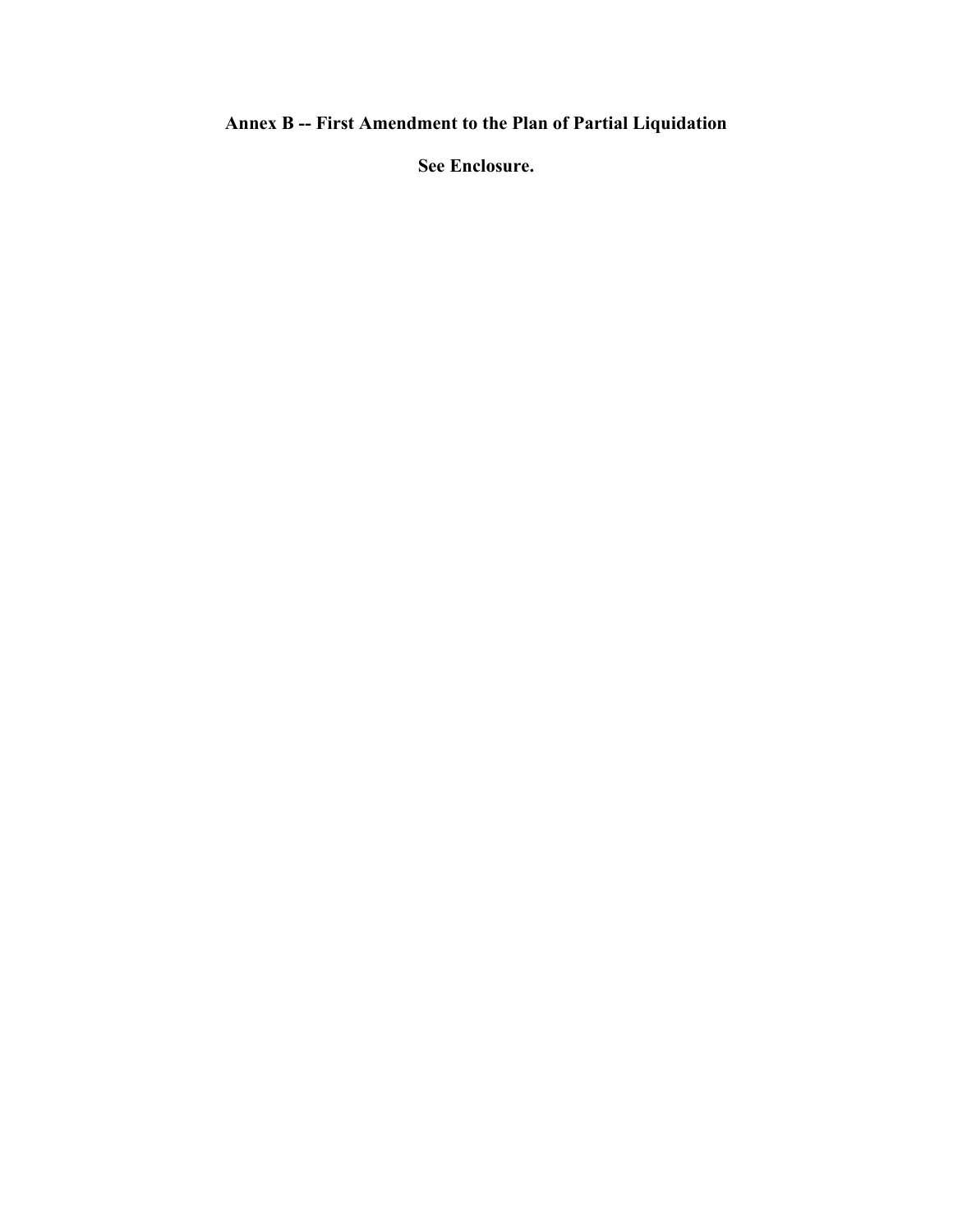## Annex B -- First Amendment to the Plan of Partial Liquidation

**See Enclosure.**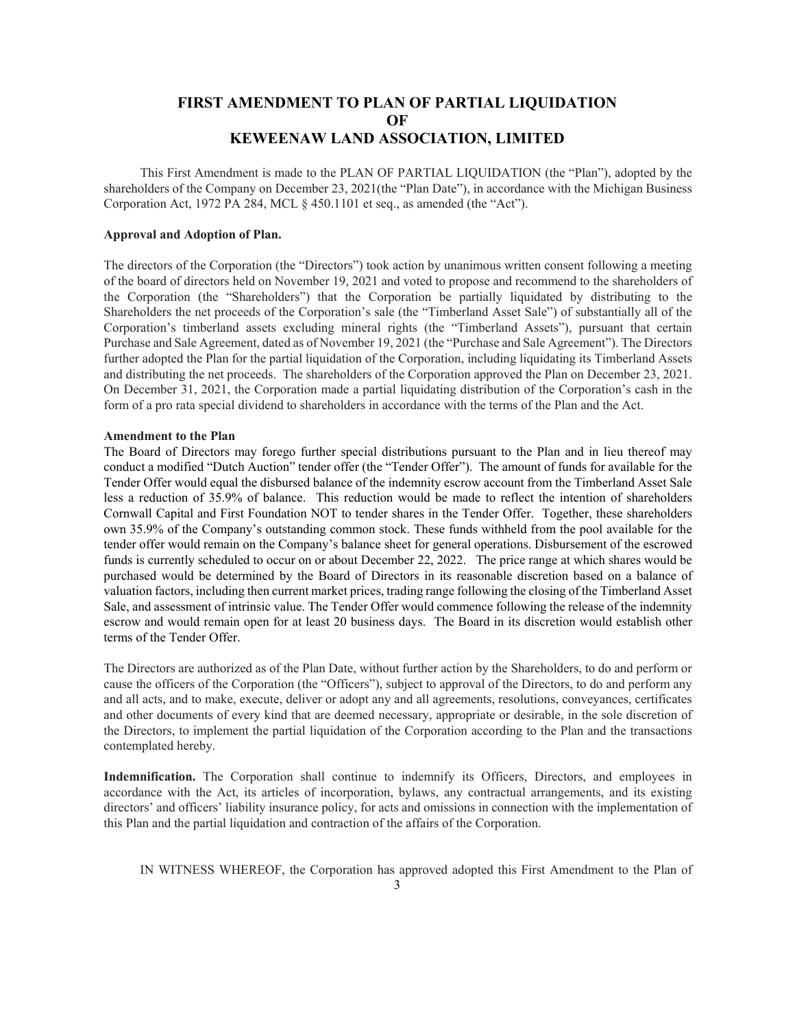# FIRST AMENDMENT TO PLAN OF PARTIAL LIQUIDATION OF KEWEENAW LAND ASSOCIATION, LIMITED

This First Amendment is made to the PLAN OF PARTIAL LIQUIDATION (the "Plan"), adopted by the shareholders of the Company on December 23, 2021(the "Plan Date"), in accordance with the Michigan Business Corporation Act, 1972 PA 284, MCL § 450.1101 et seq., as amended (the "Act").

**Approval and Adoption of Plan.**

The directors of the Corporation (the "Directors") took action by unanimous written consent following a meeting of the board of directors held on November 19, 2021 and voted to propose and recommend to the shareholders of the Corporation (the "Shareholders") that the Corporation be partially liquidated by distributing to the Shareholders the net proceeds of the Corporation's sale (the "Timberland Asset Sale") of substantially all of the Corporation's timberland assets excluding mineral rights (the "Timberland Assets"), pursuant that certain Purchase and Sale Agreement, dated as of November 19, 2021 (the "Purchase and Sale Agreement"). The Directors further adopted the Plan for the partial liquidation of the Corporation, including liquidating its Timberland Assets and distributing the net proceeds. The shareholders of the Corporation approved the Plan on December 23, 2021. On December 31, 2021, the Corporation made a partial liquidating distribution of the Corporation's cash in the form of a pro rata special dividend to shareholders in accordance with the terms of the Plan and the Act.

**Amendment to the Plan**

The Board of Directors may forego further special distributions pursuant to the Plan and in lieu thereof may conduct a modified "Dutch Auction" tender offer (the "Tender Offer"). The amount of funds for available for the Tender Offer would equal the disbursed balance of the indemnity escrow account from the Timberland Asset Sale less a reduction of 35.9% of balance. This reduction would be made to reflect the intention of shareholders Cornwall Capital and First Foundation NOT to tender shares in the Tender Offer. Together, these shareholders own 35.9% of the Company's outstanding common stock. These funds withheld from the pool available for the tender offer would remain on the Company's balance sheet for general operations. Disbursement of the escrowed funds is currently scheduled to occur on or about December 22, 2022. The price range at which shares would be purchased would be determined by the Board of Directors in its reasonable discretion based on a balance of valuation factors, including then current market prices, trading range following the closing of the Timberland Asset Sale, and assessment of intrinsic value. The Tender Offer would commence following the release of the indemnity escrow and would remain open for at least 20 business days. The Board in its discretion would establish other terms of the Tender Offer.

The Directors are authorized as of the Plan Date, without further action by the Shareholders, to do and perform or cause the officers of the Corporation (the "Officers"), subject to approval of the Directors, to do and perform any and all acts, and to make, execute, deliver or adopt any and all agreements, resolutions, conveyances, certificates and other documents of every kind that are deemed necessary, appropriate or desirable, in the sole discretion of the Directors, to implement the partial liquidation of the Corporation according to the Plan and the transactions contemplated hereby.

**Indemnification.** The Corporation shall continue to indemnify its Officers, Directors, and employees in accordance with the Act, its articles of incorporation, bylaws, any contractual arrangements, and its existing directors' and officers' liability insurance policy, for acts and omissions in connection with the implementation of this Plan and the partial liquidation and contraction of the affairs of the Corporation.

IN WITNESS WHEREOF, the Corporation has approved adopted this First Amendment to the Plan of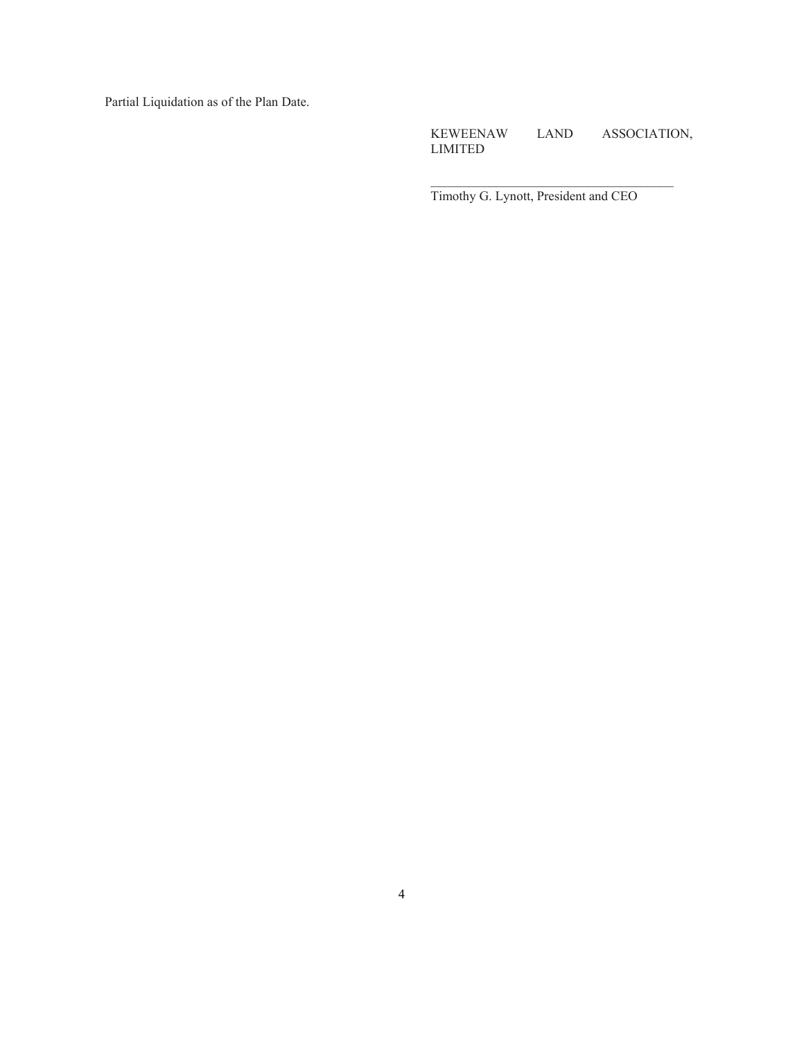Partial Liquidation as of the Plan Date.

KEWEENAW LAND ASSOCIATION, LIMITED

\_\_\_\_\_\_\_\_\_\_\_\_\_\_\_\_\_\_\_\_\_\_\_\_\_\_\_\_\_\_\_\_\_\_\_\_\_

Timothy G. Lynott, President and CEO